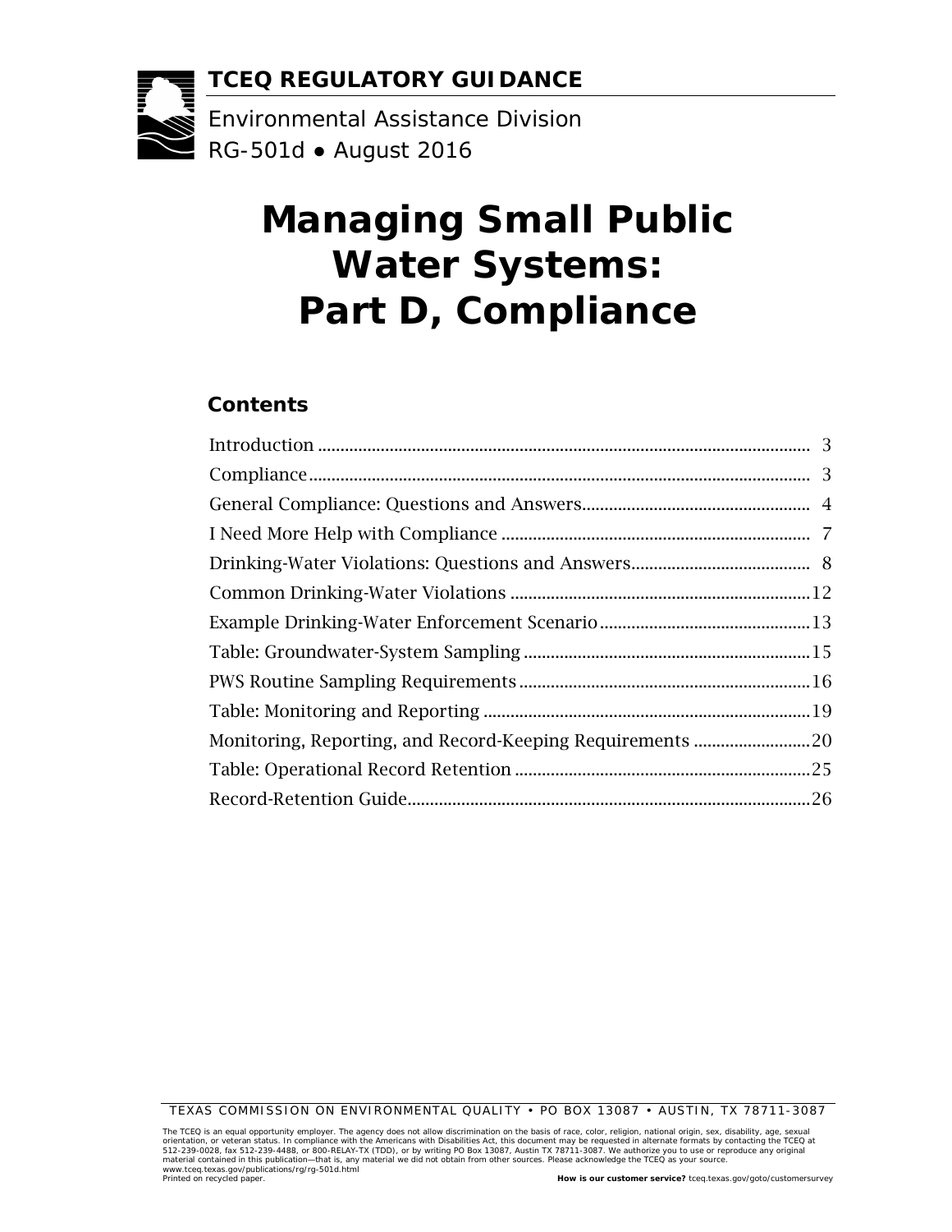**TCEQ REGULATORY GUIDANCE**

Environmental Assistance Division

RG-501d ● August 2016

# Managing Small Public Water Systems: Part D, Compliance

## Contents

| | |
|---|---|
| Introduction | 3 |
| Compliance | 3 |
| General Compliance: Questions and Answers | 4 |
| I Need More Help with Compliance | 7 |
| Drinking-Water Violations: Questions and Answers | 8 |
| Common Drinking-Water Violations | 12 |
| Example Drinking-Water Enforcement Scenario | 13 |
| Table: Groundwater-System Sampling | 15 |
| PWS Routine Sampling Requirements | 16 |
| Table: Monitoring and Reporting | 19 |
| Monitoring, Reporting, and Record-Keeping Requirements | 20 |
| Table: Operational Record Retention | 25 |
| Record-Retention Guide | 26 |

TEXAS COMMISSION ON ENVIRONMENTAL QUALITY • PO BOX 13087 • AUSTIN, TX 78711-3087

The TCEQ is an equal opportunity employer. The agency does not allow discrimination on the basis of race, color, religion, national origin, sex, disability, age, sexual orientation, or veteran status. In compliance with the Americans with Disabilities Act, this document may be requested in alternate formats by contacting the TCEQ at 512-239-0028, fax 512-239-4488, or 800-RELAY-TX (TDD), or by writing PO Box 13087, Austin TX 78711-3087. We authorize you to use or reproduce any original material contained in this publication—that is, any material we did not obtain from other sources. Please acknowledge the TCEQ as your source.
www.tceq.texas.gov/publications/rg/rg-501d.html
Printed on recycled paper.

**How is our customer service?** tceq.texas.gov/goto/customersurvey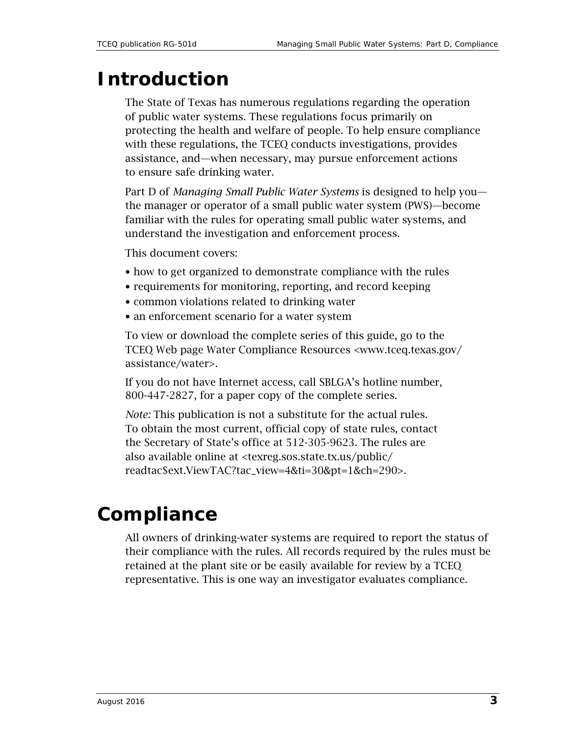# Introduction

The State of Texas has numerous regulations regarding the operation of public water systems. These regulations focus primarily on protecting the health and welfare of people. To help ensure compliance with these regulations, the TCEQ conducts investigations, provides assistance, and—when necessary, may pursue enforcement actions to ensure safe drinking water.

Part D of *Managing Small Public Water Systems* is designed to help you—the manager or operator of a small public water system (PWS)—become familiar with the rules for operating small public water systems, and understand the investigation and enforcement process.

This document covers:

- how to get organized to demonstrate compliance with the rules
- requirements for monitoring, reporting, and record keeping
- common violations related to drinking water
- an enforcement scenario for a water system

To view or download the complete series of this guide, go to the TCEQ Web page Water Compliance Resources <www.tceq.texas.gov/assistance/water>.

If you do not have Internet access, call SBLGA's hotline number, 800-447-2827, for a paper copy of the complete series.

*Note:* This publication is not a substitute for the actual rules. To obtain the most current, official copy of state rules, contact the Secretary of State's office at 512-305-9623. The rules are also available online at <texreg.sos.state.tx.us/public/readtac$ext.ViewTAC?tac_view=4&ti=30&pt=1&ch=290>.

# Compliance

All owners of drinking-water systems are required to report the status of their compliance with the rules. All records required by the rules must be retained at the plant site or be easily available for review by a TCEQ representative. This is one way an investigator evaluates compliance.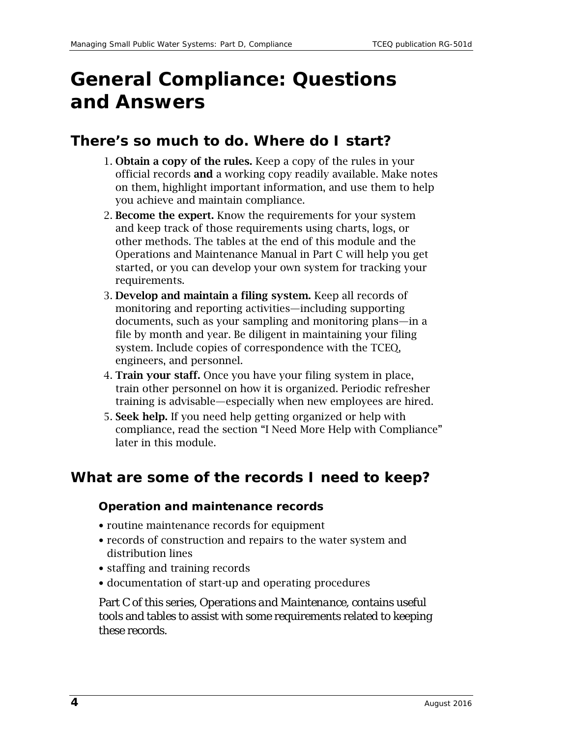# General Compliance: Questions and Answers

## There's so much to do. Where do I start?

1. **Obtain a copy of the rules.** Keep a copy of the rules in your official records **and** a working copy readily available. Make notes on them, highlight important information, and use them to help you achieve and maintain compliance.
2. **Become the expert.** Know the requirements for your system and keep track of those requirements using charts, logs, or other methods. The tables at the end of this module and the Operations and Maintenance Manual in Part C will help you get started, or you can develop your own system for tracking your requirements.
3. **Develop and maintain a filing system.** Keep all records of monitoring and reporting activities—including supporting documents, such as your sampling and monitoring plans—in a file by month and year. Be diligent in maintaining your filing system. Include copies of correspondence with the TCEQ, engineers, and personnel.
4. **Train your staff.** Once you have your filing system in place, train other personnel on how it is organized. Periodic refresher training is advisable—especially when new employees are hired.
5. **Seek help.** If you need help getting organized or help with compliance, read the section "I Need More Help with Compliance" later in this module.

## What are some of the records I need to keep?

### Operation and maintenance records

- routine maintenance records for equipment
- records of construction and repairs to the water system and distribution lines
- staffing and training records
- documentation of start-up and operating procedures

Part C of this series, *Operations and Maintenance,* contains useful tools and tables to assist with some requirements related to keeping these records.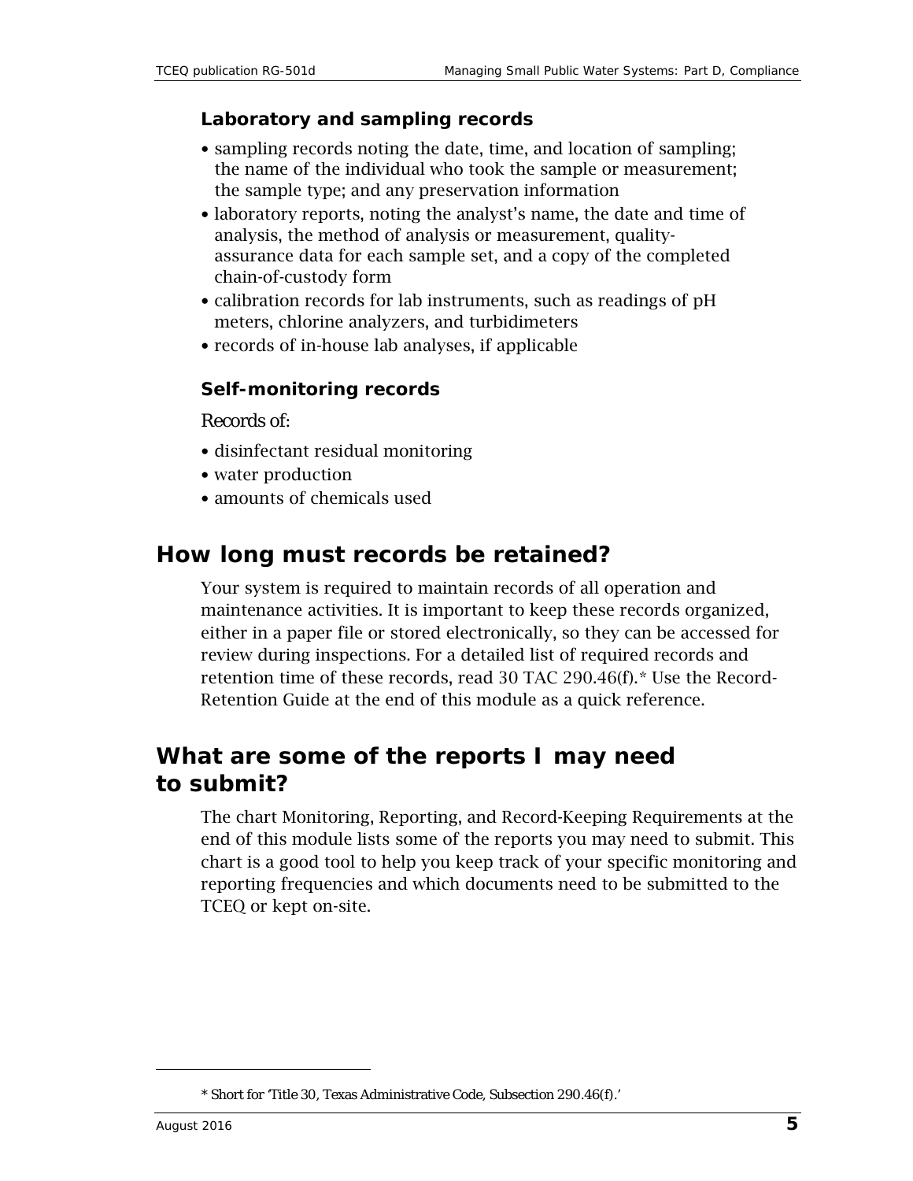### Laboratory and sampling records

- sampling records noting the date, time, and location of sampling; the name of the individual who took the sample or measurement; the sample type; and any preservation information
- laboratory reports, noting the analyst's name, the date and time of analysis, the method of analysis or measurement, quality-assurance data for each sample set, and a copy of the completed chain-of-custody form
- calibration records for lab instruments, such as readings of pH meters, chlorine analyzers, and turbidimeters
- records of in-house lab analyses, if applicable

### Self-monitoring records

*Records of:*

- disinfectant residual monitoring
- water production
- amounts of chemicals used

## How long must records be retained?

Your system is required to maintain records of all operation and maintenance activities. It is important to keep these records organized, either in a paper file or stored electronically, so they can be accessed for review during inspections. For a detailed list of required records and retention time of these records, read 30 TAC 290.46(f).* Use the Record-Retention Guide at the end of this module as a quick reference.

## What are some of the reports I may need to submit?

The chart Monitoring, Reporting, and Record-Keeping Requirements at the end of this module lists some of the reports you may need to submit. This chart is a good tool to help you keep track of your specific monitoring and reporting frequencies and which documents need to be submitted to the TCEQ or kept on-site.

---

* Short for 'Title 30, Texas Administrative Code, Subsection 290.46(f).'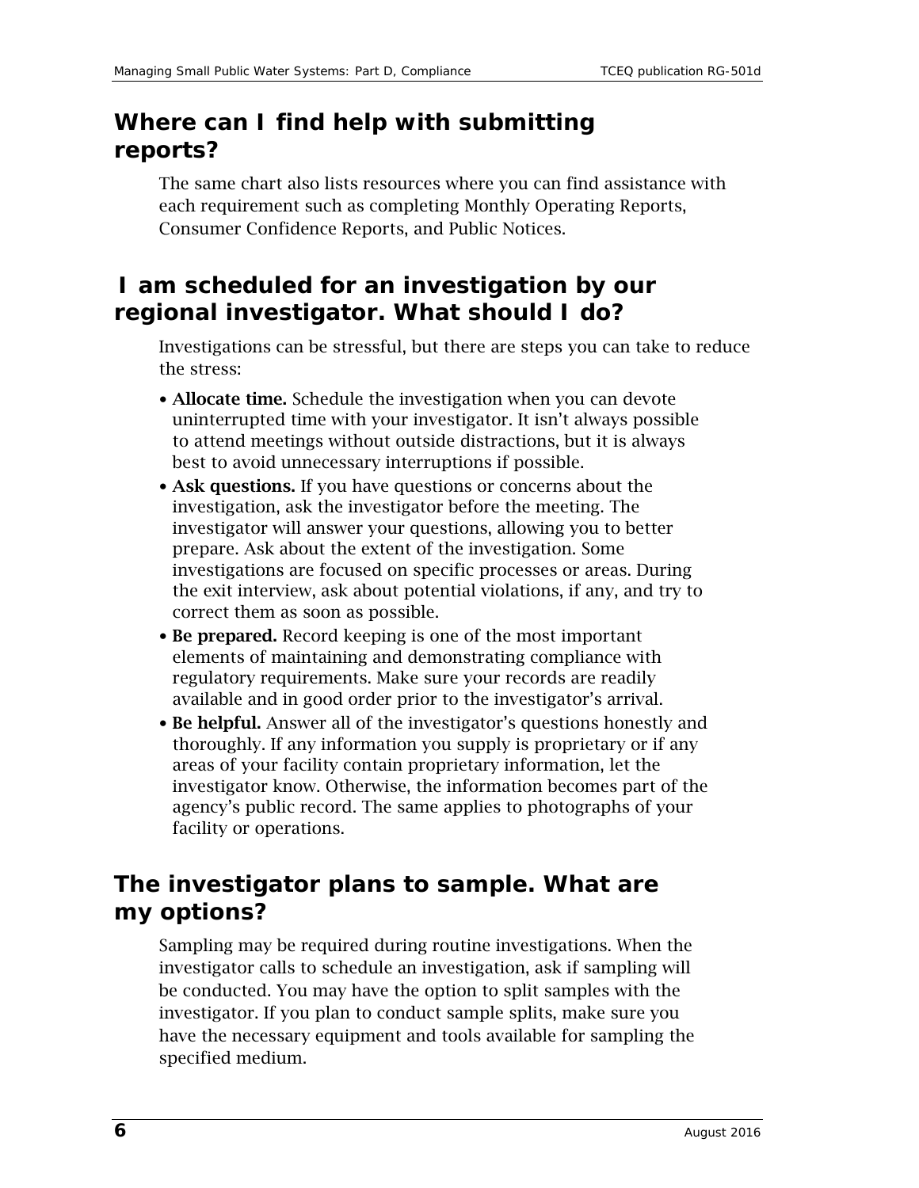## Where can I find help with submitting reports?

The same chart also lists resources where you can find assistance with each requirement such as completing Monthly Operating Reports, Consumer Confidence Reports, and Public Notices.

## I am scheduled for an investigation by our regional investigator. What should I do?

Investigations can be stressful, but there are steps you can take to reduce the stress:

- **Allocate time.** Schedule the investigation when you can devote uninterrupted time with your investigator. It isn't always possible to attend meetings without outside distractions, but it is always best to avoid unnecessary interruptions if possible.
- **Ask questions.** If you have questions or concerns about the investigation, ask the investigator before the meeting. The investigator will answer your questions, allowing you to better prepare. Ask about the extent of the investigation. Some investigations are focused on specific processes or areas. During the exit interview, ask about potential violations, if any, and try to correct them as soon as possible.
- **Be prepared.** Record keeping is one of the most important elements of maintaining and demonstrating compliance with regulatory requirements. Make sure your records are readily available and in good order prior to the investigator's arrival.
- **Be helpful.** Answer all of the investigator's questions honestly and thoroughly. If any information you supply is proprietary or if any areas of your facility contain proprietary information, let the investigator know. Otherwise, the information becomes part of the agency's public record. The same applies to photographs of your facility or operations.

## The investigator plans to sample. What are my options?

Sampling may be required during routine investigations. When the investigator calls to schedule an investigation, ask if sampling will be conducted. You may have the option to split samples with the investigator. If you plan to conduct sample splits, make sure you have the necessary equipment and tools available for sampling the specified medium.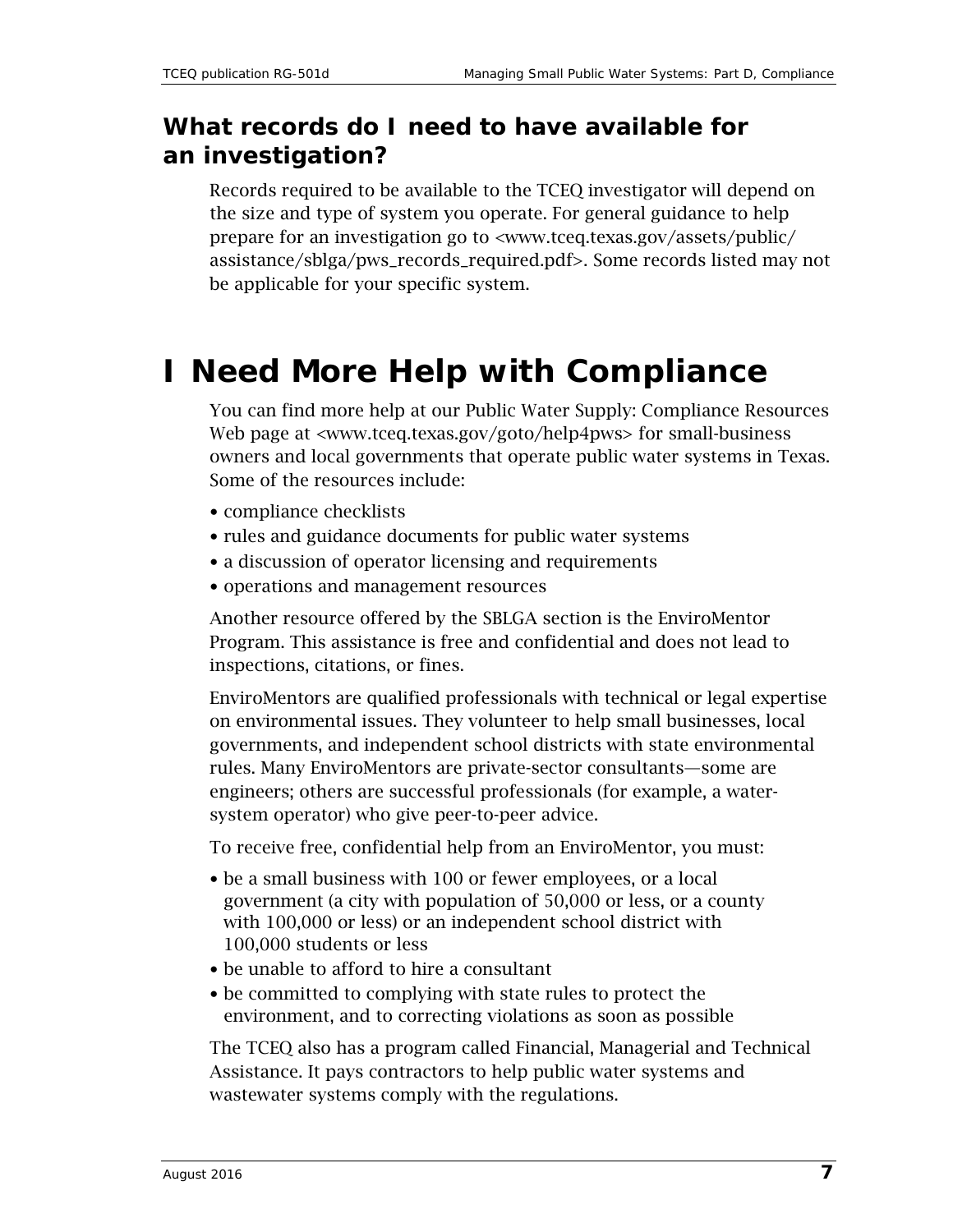## What records do I need to have available for an investigation?

Records required to be available to the TCEQ investigator will depend on the size and type of system you operate. For general guidance to help prepare for an investigation go to <www.tceq.texas.gov/assets/public/assistance/sblga/pws_records_required.pdf>. Some records listed may not be applicable for your specific system.

# I Need More Help with Compliance

You can find more help at our Public Water Supply: Compliance Resources Web page at <www.tceq.texas.gov/goto/help4pws> for small-business owners and local governments that operate public water systems in Texas. Some of the resources include:

- compliance checklists
- rules and guidance documents for public water systems
- a discussion of operator licensing and requirements
- operations and management resources

Another resource offered by the SBLGA section is the EnviroMentor Program. This assistance is free and confidential and does not lead to inspections, citations, or fines.

EnviroMentors are qualified professionals with technical or legal expertise on environmental issues. They volunteer to help small businesses, local governments, and independent school districts with state environmental rules. Many EnviroMentors are private-sector consultants—some are engineers; others are successful professionals (for example, a water-system operator) who give peer-to-peer advice.

To receive free, confidential help from an EnviroMentor, you must:

- be a small business with 100 or fewer employees, or a local government (a city with population of 50,000 or less, or a county with 100,000 or less) or an independent school district with 100,000 students or less
- be unable to afford to hire a consultant
- be committed to complying with state rules to protect the environment, and to correcting violations as soon as possible

The TCEQ also has a program called Financial, Managerial and Technical Assistance. It pays contractors to help public water systems and wastewater systems comply with the regulations.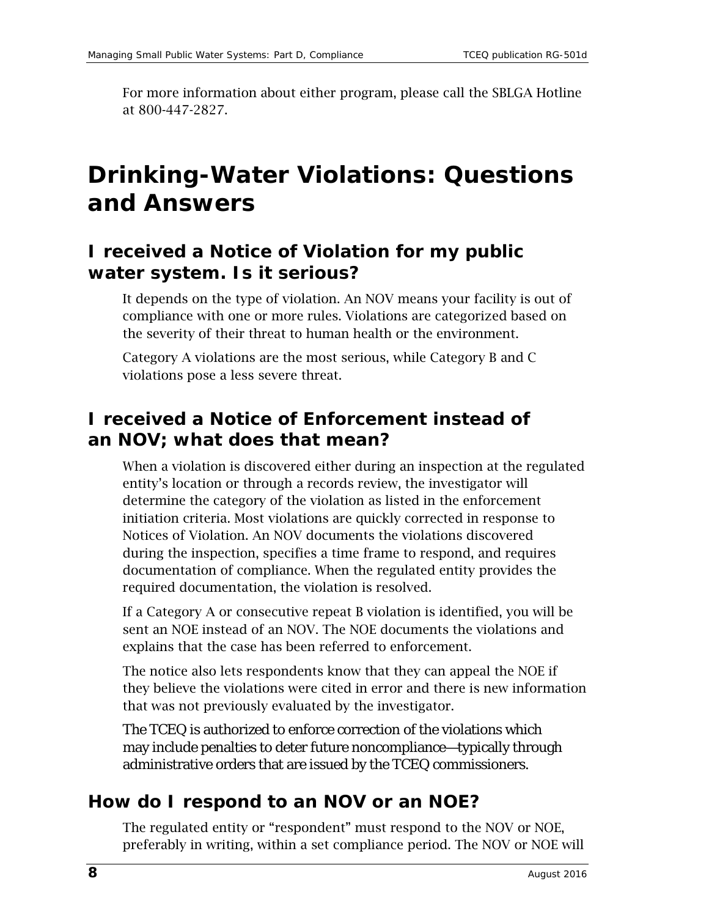For more information about either program, please call the SBLGA Hotline at 800-447-2827.

# Drinking-Water Violations: Questions and Answers

## I received a Notice of Violation for my public water system. Is it serious?

It depends on the type of violation. An NOV means your facility is out of compliance with one or more rules. Violations are categorized based on the severity of their threat to human health or the environment.

Category A violations are the most serious, while Category B and C violations pose a less severe threat.

## I received a Notice of Enforcement instead of an NOV; what does that mean?

When a violation is discovered either during an inspection at the regulated entity's location or through a records review, the investigator will determine the category of the violation as listed in the enforcement initiation criteria. Most violations are quickly corrected in response to Notices of Violation. An NOV documents the violations discovered during the inspection, specifies a time frame to respond, and requires documentation of compliance. When the regulated entity provides the required documentation, the violation is resolved.

If a Category A or consecutive repeat B violation is identified, you will be sent an NOE instead of an NOV. The NOE documents the violations and explains that the case has been referred to enforcement.

The notice also lets respondents know that they can appeal the NOE if they believe the violations were cited in error and there is new information that was not previously evaluated by the investigator.

The TCEQ is authorized to enforce correction of the violations which may include penalties to deter future noncompliance—typically through administrative orders that are issued by the TCEQ commissioners.

## How do I respond to an NOV or an NOE?

The regulated entity or "respondent" must respond to the NOV or NOE, preferably in writing, within a set compliance period. The NOV or NOE will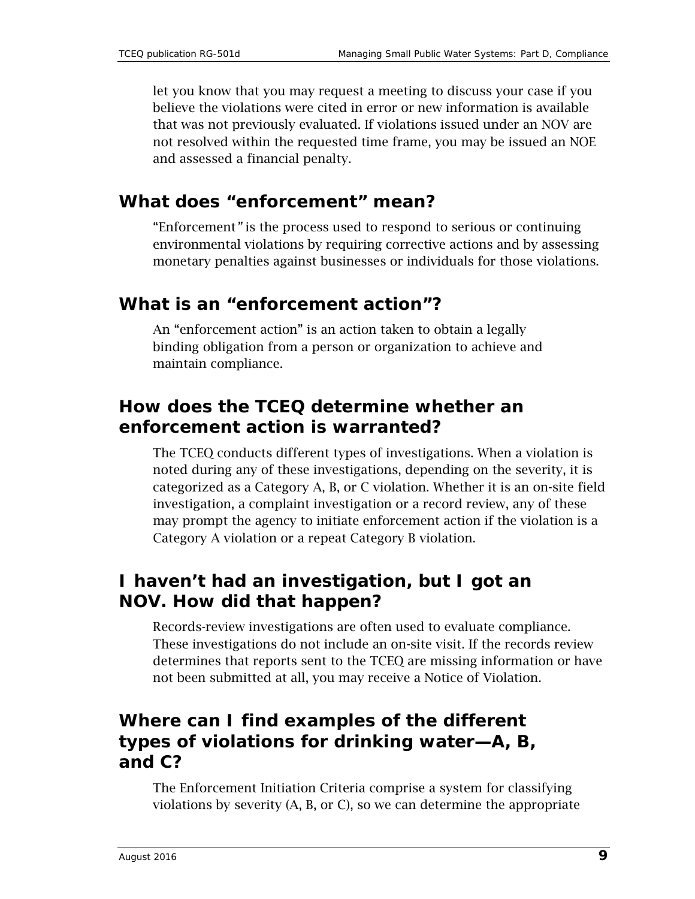let you know that you may request a meeting to discuss your case if you believe the violations were cited in error or new information is available that was not previously evaluated. If violations issued under an NOV are not resolved within the requested time frame, you may be issued an NOE and assessed a financial penalty.

## What does "enforcement" mean?

"Enforcement" is the process used to respond to serious or continuing environmental violations by requiring corrective actions and by assessing monetary penalties against businesses or individuals for those violations.

## What is an "enforcement action"?

An "enforcement action" is an action taken to obtain a legally binding obligation from a person or organization to achieve and maintain compliance.

## How does the TCEQ determine whether an enforcement action is warranted?

The TCEQ conducts different types of investigations. When a violation is noted during any of these investigations, depending on the severity, it is categorized as a Category A, B, or C violation. Whether it is an on-site field investigation, a complaint investigation or a record review, any of these may prompt the agency to initiate enforcement action if the violation is a Category A violation or a repeat Category B violation.

## I haven't had an investigation, but I got an NOV. How did that happen?

Records-review investigations are often used to evaluate compliance. These investigations do not include an on-site visit. If the records review determines that reports sent to the TCEQ are missing information or have not been submitted at all, you may receive a Notice of Violation.

## Where can I find examples of the different types of violations for drinking water—A, B, and C?

The Enforcement Initiation Criteria comprise a system for classifying violations by severity (A, B, or C), so we can determine the appropriate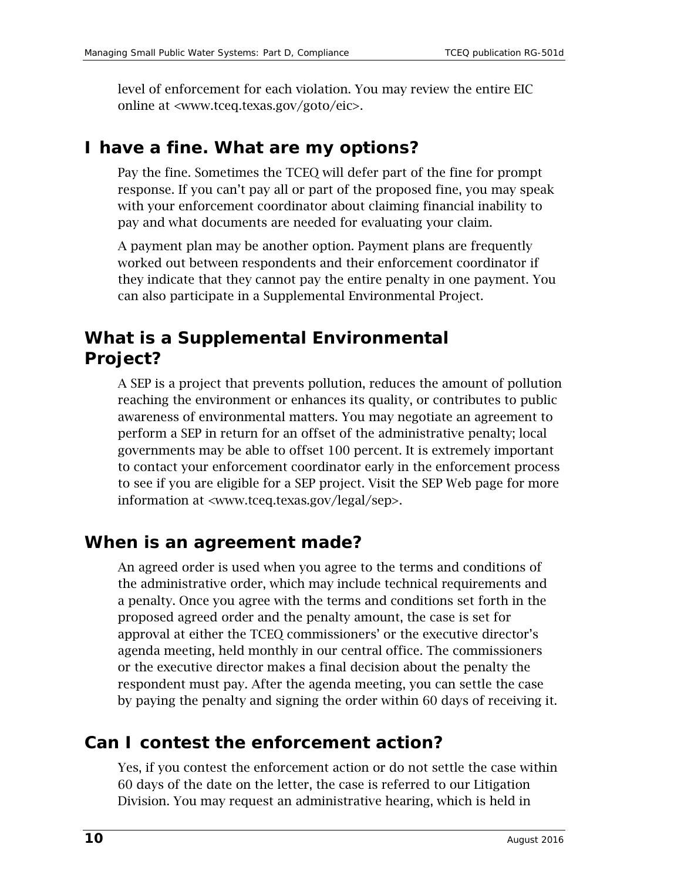level of enforcement for each violation. You may review the entire EIC online at <www.tceq.texas.gov/goto/eic>.

## I have a fine. What are my options?

Pay the fine. Sometimes the TCEQ will defer part of the fine for prompt response. If you can't pay all or part of the proposed fine, you may speak with your enforcement coordinator about claiming financial inability to pay and what documents are needed for evaluating your claim.

A payment plan may be another option. Payment plans are frequently worked out between respondents and their enforcement coordinator if they indicate that they cannot pay the entire penalty in one payment. You can also participate in a Supplemental Environmental Project.

## What is a Supplemental Environmental Project?

A SEP is a project that prevents pollution, reduces the amount of pollution reaching the environment or enhances its quality, or contributes to public awareness of environmental matters. You may negotiate an agreement to perform a SEP in return for an offset of the administrative penalty; local governments may be able to offset 100 percent. It is extremely important to contact your enforcement coordinator early in the enforcement process to see if you are eligible for a SEP project. Visit the SEP Web page for more information at <www.tceq.texas.gov/legal/sep>.

## When is an agreement made?

An agreed order is used when you agree to the terms and conditions of the administrative order, which may include technical requirements and a penalty. Once you agree with the terms and conditions set forth in the proposed agreed order and the penalty amount, the case is set for approval at either the TCEQ commissioners' or the executive director's agenda meeting, held monthly in our central office. The commissioners or the executive director makes a final decision about the penalty the respondent must pay. After the agenda meeting, you can settle the case by paying the penalty and signing the order within 60 days of receiving it.

## Can I contest the enforcement action?

Yes, if you contest the enforcement action or do not settle the case within 60 days of the date on the letter, the case is referred to our Litigation Division. You may request an administrative hearing, which is held in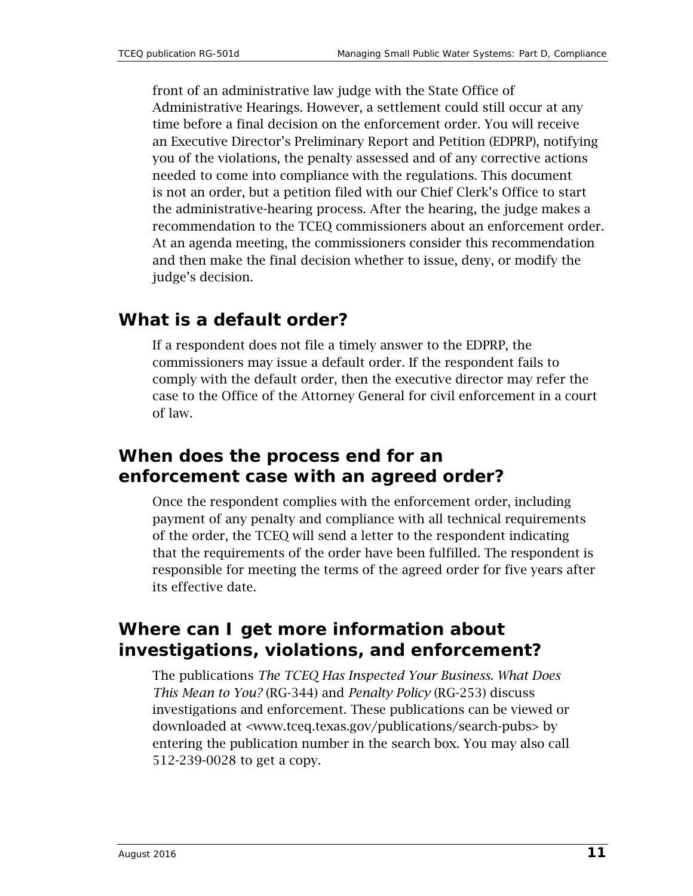front of an administrative law judge with the State Office of Administrative Hearings. However, a settlement could still occur at any time before a final decision on the enforcement order. You will receive an Executive Director's Preliminary Report and Petition (EDPRP), notifying you of the violations, the penalty assessed and of any corrective actions needed to come into compliance with the regulations. This document is not an order, but a petition filed with our Chief Clerk's Office to start the administrative-hearing process. After the hearing, the judge makes a recommendation to the TCEQ commissioners about an enforcement order. At an agenda meeting, the commissioners consider this recommendation and then make the final decision whether to issue, deny, or modify the judge's decision.

## What is a default order?

If a respondent does not file a timely answer to the EDPRP, the commissioners may issue a default order. If the respondent fails to comply with the default order, then the executive director may refer the case to the Office of the Attorney General for civil enforcement in a court of law.

## When does the process end for an enforcement case with an agreed order?

Once the respondent complies with the enforcement order, including payment of any penalty and compliance with all technical requirements of the order, the TCEQ will send a letter to the respondent indicating that the requirements of the order have been fulfilled. The respondent is responsible for meeting the terms of the agreed order for five years after its effective date.

## Where can I get more information about investigations, violations, and enforcement?

The publications *The TCEQ Has Inspected Your Business. What Does This Mean to You?* (RG-344) and *Penalty Policy* (RG-253) discuss investigations and enforcement. These publications can be viewed or downloaded at <www.tceq.texas.gov/publications/search-pubs> by entering the publication number in the search box. You may also call 512-239-0028 to get a copy.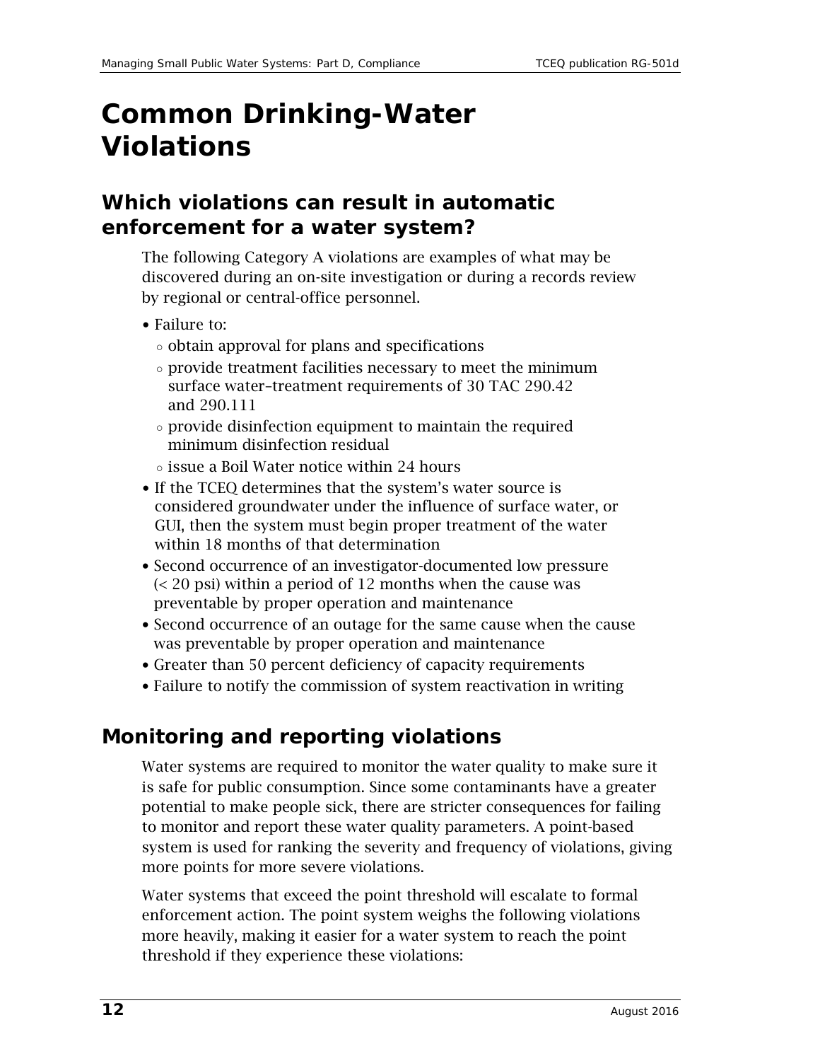# Common Drinking-Water Violations

## Which violations can result in automatic enforcement for a water system?

The following Category A violations are examples of what may be discovered during an on-site investigation or during a records review by regional or central-office personnel.

- Failure to:
  - obtain approval for plans and specifications
  - provide treatment facilities necessary to meet the minimum surface water–treatment requirements of 30 TAC 290.42 and 290.111
  - provide disinfection equipment to maintain the required minimum disinfection residual
  - issue a Boil Water notice within 24 hours
- If the TCEQ determines that the system's water source is considered groundwater under the influence of surface water, or GUI, then the system must begin proper treatment of the water within 18 months of that determination
- Second occurrence of an investigator-documented low pressure (< 20 psi) within a period of 12 months when the cause was preventable by proper operation and maintenance
- Second occurrence of an outage for the same cause when the cause was preventable by proper operation and maintenance
- Greater than 50 percent deficiency of capacity requirements
- Failure to notify the commission of system reactivation in writing

## Monitoring and reporting violations

Water systems are required to monitor the water quality to make sure it is safe for public consumption. Since some contaminants have a greater potential to make people sick, there are stricter consequences for failing to monitor and report these water quality parameters. A point-based system is used for ranking the severity and frequency of violations, giving more points for more severe violations.

Water systems that exceed the point threshold will escalate to formal enforcement action. The point system weighs the following violations more heavily, making it easier for a water system to reach the point threshold if they experience these violations: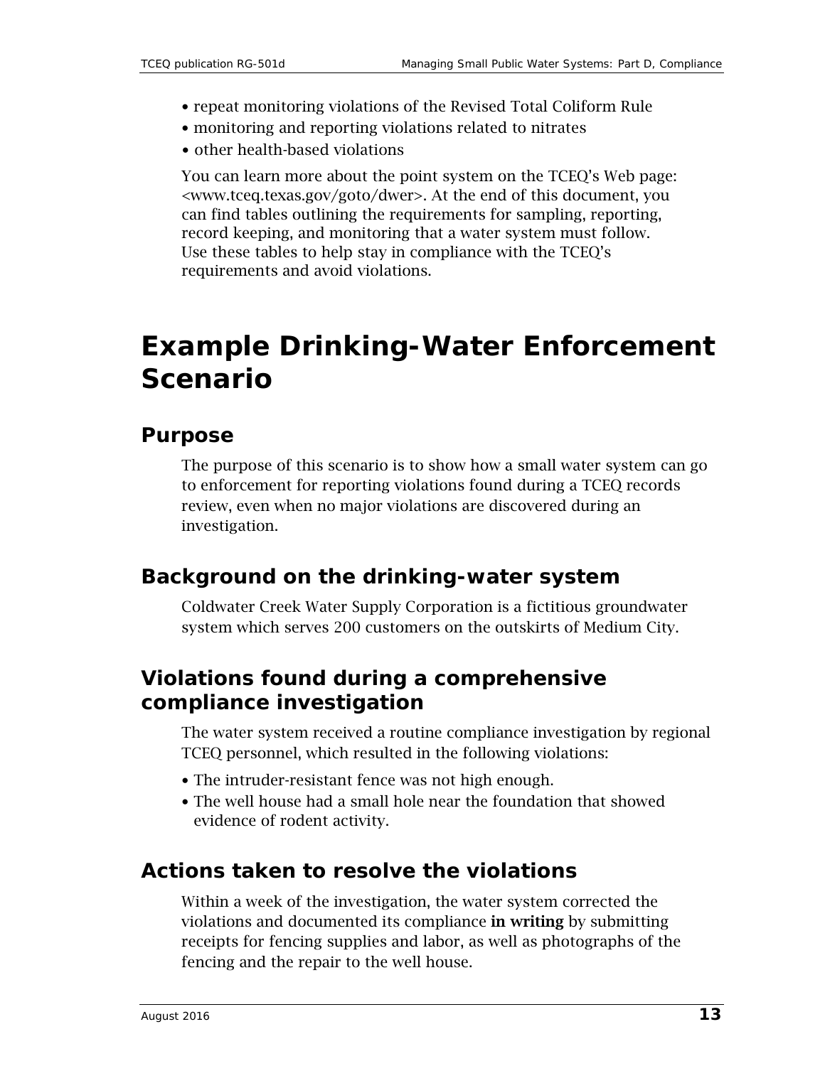- repeat monitoring violations of the Revised Total Coliform Rule
- monitoring and reporting violations related to nitrates
- other health-based violations

You can learn more about the point system on the TCEQ's Web page: <www.tceq.texas.gov/goto/dwer>. At the end of this document, you can find tables outlining the requirements for sampling, reporting, record keeping, and monitoring that a water system must follow. Use these tables to help stay in compliance with the TCEQ's requirements and avoid violations.

# Example Drinking-Water Enforcement Scenario

## Purpose

The purpose of this scenario is to show how a small water system can go to enforcement for reporting violations found during a TCEQ records review, even when no major violations are discovered during an investigation.

## Background on the drinking-water system

Coldwater Creek Water Supply Corporation is a fictitious groundwater system which serves 200 customers on the outskirts of Medium City.

## Violations found during a comprehensive compliance investigation

The water system received a routine compliance investigation by regional TCEQ personnel, which resulted in the following violations:

- The intruder-resistant fence was not high enough.
- The well house had a small hole near the foundation that showed evidence of rodent activity.

## Actions taken to resolve the violations

Within a week of the investigation, the water system corrected the violations and documented its compliance **in writing** by submitting receipts for fencing supplies and labor, as well as photographs of the fencing and the repair to the well house.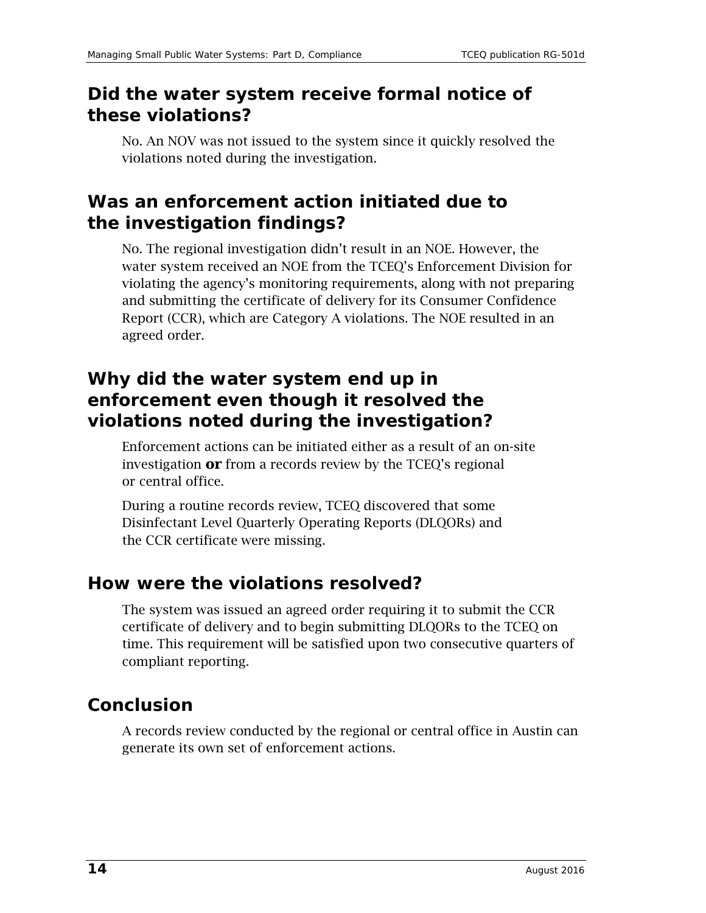## Did the water system receive formal notice of these violations?

No. An NOV was not issued to the system since it quickly resolved the violations noted during the investigation.

## Was an enforcement action initiated due to the investigation findings?

No. The regional investigation didn't result in an NOE. However, the water system received an NOE from the TCEQ's Enforcement Division for violating the agency's monitoring requirements, along with not preparing and submitting the certificate of delivery for its Consumer Confidence Report (CCR), which are Category A violations. The NOE resulted in an agreed order.

## Why did the water system end up in enforcement even though it resolved the violations noted during the investigation?

Enforcement actions can be initiated either as a result of an on-site investigation **or** from a records review by the TCEQ's regional or central office.

During a routine records review, TCEQ discovered that some Disinfectant Level Quarterly Operating Reports (DLQORs) and the CCR certificate were missing.

## How were the violations resolved?

The system was issued an agreed order requiring it to submit the CCR certificate of delivery and to begin submitting DLQORs to the TCEQ on time. This requirement will be satisfied upon two consecutive quarters of compliant reporting.

## Conclusion

A records review conducted by the regional or central office in Austin can generate its own set of enforcement actions.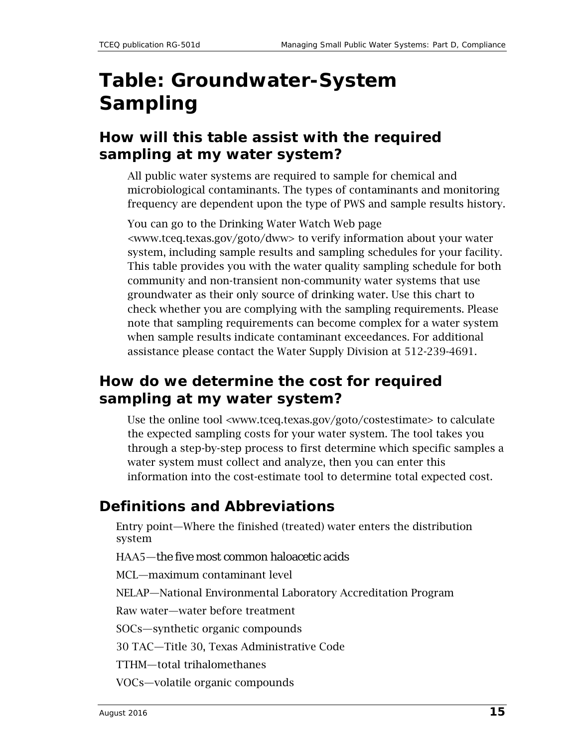# Table: Groundwater-System Sampling

## How will this table assist with the required sampling at my water system?

All public water systems are required to sample for chemical and microbiological contaminants. The types of contaminants and monitoring frequency are dependent upon the type of PWS and sample results history.

You can go to the Drinking Water Watch Web page <www.tceq.texas.gov/goto/dww> to verify information about your water system, including sample results and sampling schedules for your facility. This table provides you with the water quality sampling schedule for both community and non-transient non-community water systems that use groundwater as their only source of drinking water. Use this chart to check whether you are complying with the sampling requirements. Please note that sampling requirements can become complex for a water system when sample results indicate contaminant exceedances. For additional assistance please contact the Water Supply Division at 512-239-4691.

## How do we determine the cost for required sampling at my water system?

Use the online tool <www.tceq.texas.gov/goto/costestimate> to calculate the expected sampling costs for your water system. The tool takes you through a step-by-step process to first determine which specific samples a water system must collect and analyze, then you can enter this information into the cost-estimate tool to determine total expected cost.

## Definitions and Abbreviations

Entry point—Where the finished (treated) water enters the distribution system

HAA5—the five most common haloacetic acids

MCL—maximum contaminant level

NELAP—National Environmental Laboratory Accreditation Program

Raw water—water before treatment

SOCs—synthetic organic compounds

30 TAC—Title 30, Texas Administrative Code

TTHM—total trihalomethanes

VOCs—volatile organic compounds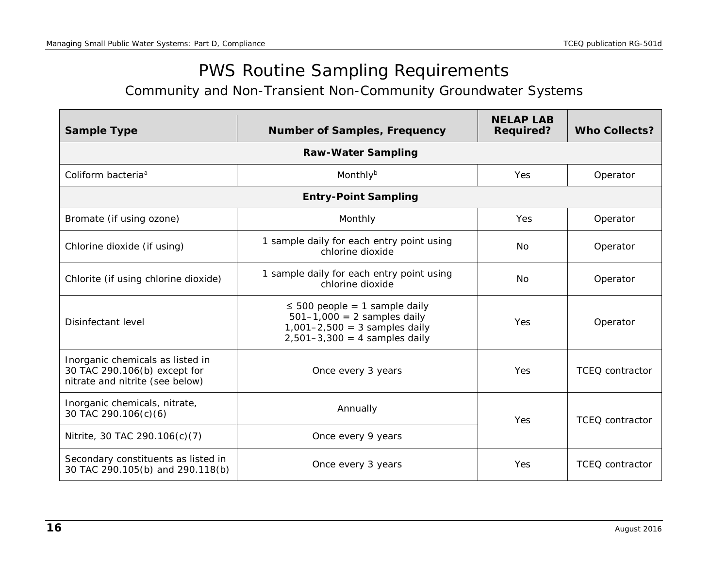# PWS Routine Sampling Requirements

## Community and Non-Transient Non-Community Groundwater Systems

| Sample Type | Number of Samples, Frequency | NELAP LAB Required? | Who Collects? |
|---|---|---|---|
| **Raw-Water Sampling** | | | |
| Coliform bacteria[a] | Monthly[b] | Yes | Operator |
| **Entry-Point Sampling** | | | |
| Bromate (if using ozone) | Monthly | Yes | Operator |
| Chlorine dioxide (if using) | 1 sample daily for each entry point using chlorine dioxide | No | Operator |
| Chlorite (if using chlorine dioxide) | 1 sample daily for each entry point using chlorine dioxide | No | Operator |
| Disinfectant level | ≤ 500 people = 1 sample daily<br>501–1,000 = 2 samples daily<br>1,001–2,500 = 3 samples daily<br>2,501–3,300 = 4 samples daily | Yes | Operator |
| Inorganic chemicals as listed in 30 TAC 290.106(b) except for nitrate and nitrite (see below) | Once every 3 years | Yes | TCEQ contractor |
| Inorganic chemicals, nitrate, 30 TAC 290.106(c)(6) | Annually | Yes | TCEQ contractor |
| Nitrite, 30 TAC 290.106(c)(7) | Once every 9 years | Yes | TCEQ contractor |
| Secondary constituents as listed in 30 TAC 290.105(b) and 290.118(b) | Once every 3 years | Yes | TCEQ contractor |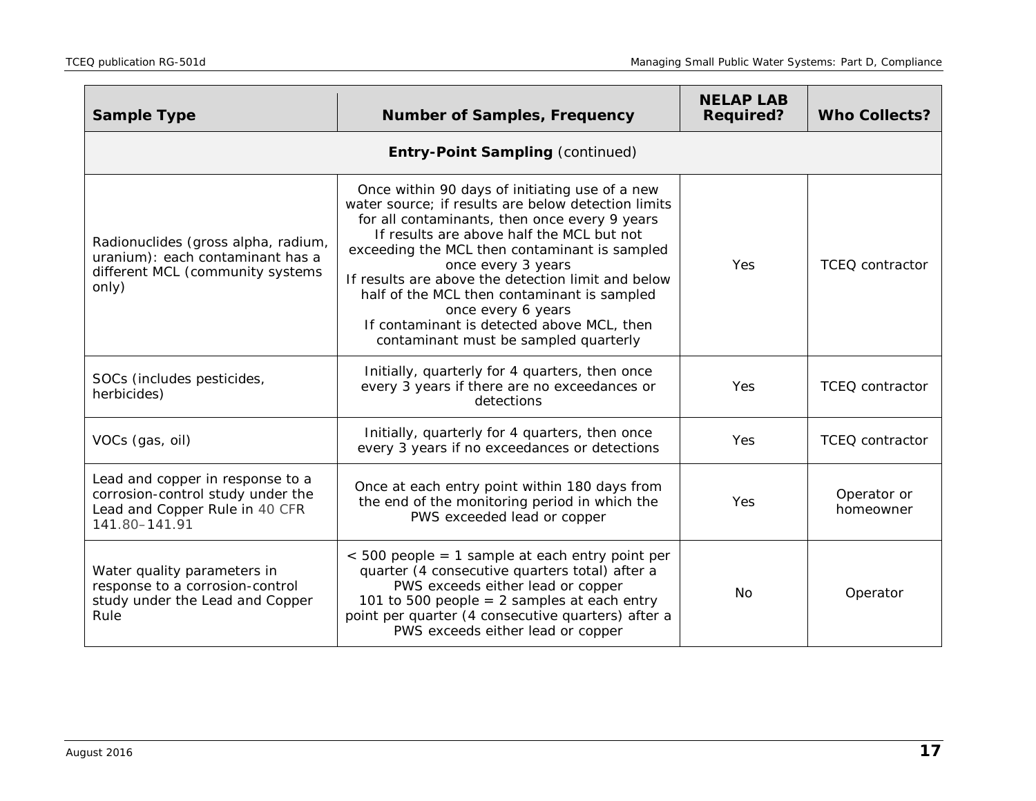| Sample Type | Number of Samples, Frequency | NELAP LAB Required? | Who Collects? |
|---|---|---|---|
| **Entry-Point Sampling** (continued) | | | |
| Radionuclides (gross alpha, radium, uranium): each contaminant has a different MCL (community systems only) | Once within 90 days of initiating use of a new water source; if results are below detection limits for all contaminants, then once every 9 years<br>If results are above half the MCL but not exceeding the MCL then contaminant is sampled once every 3 years<br>If results are above the detection limit and below half of the MCL then contaminant is sampled once every 6 years<br>If contaminant is detected above MCL, then contaminant must be sampled quarterly | Yes | TCEQ contractor |
| SOCs (includes pesticides, herbicides) | Initially, quarterly for 4 quarters, then once every 3 years if there are no exceedances or detections | Yes | TCEQ contractor |
| VOCs (gas, oil) | Initially, quarterly for 4 quarters, then once every 3 years if no exceedances or detections | Yes | TCEQ contractor |
| Lead and copper in response to a corrosion-control study under the Lead and Copper Rule in 40 CFR 141.80–141.91 | Once at each entry point within 180 days from the end of the monitoring period in which the PWS exceeded lead or copper | Yes | Operator or homeowner |
| Water quality parameters in response to a corrosion-control study under the Lead and Copper Rule | < 500 people = 1 sample at each entry point per quarter (4 consecutive quarters total) after a PWS exceeds either lead or copper<br>101 to 500 people = 2 samples at each entry point per quarter (4 consecutive quarters) after a PWS exceeds either lead or copper | No | Operator |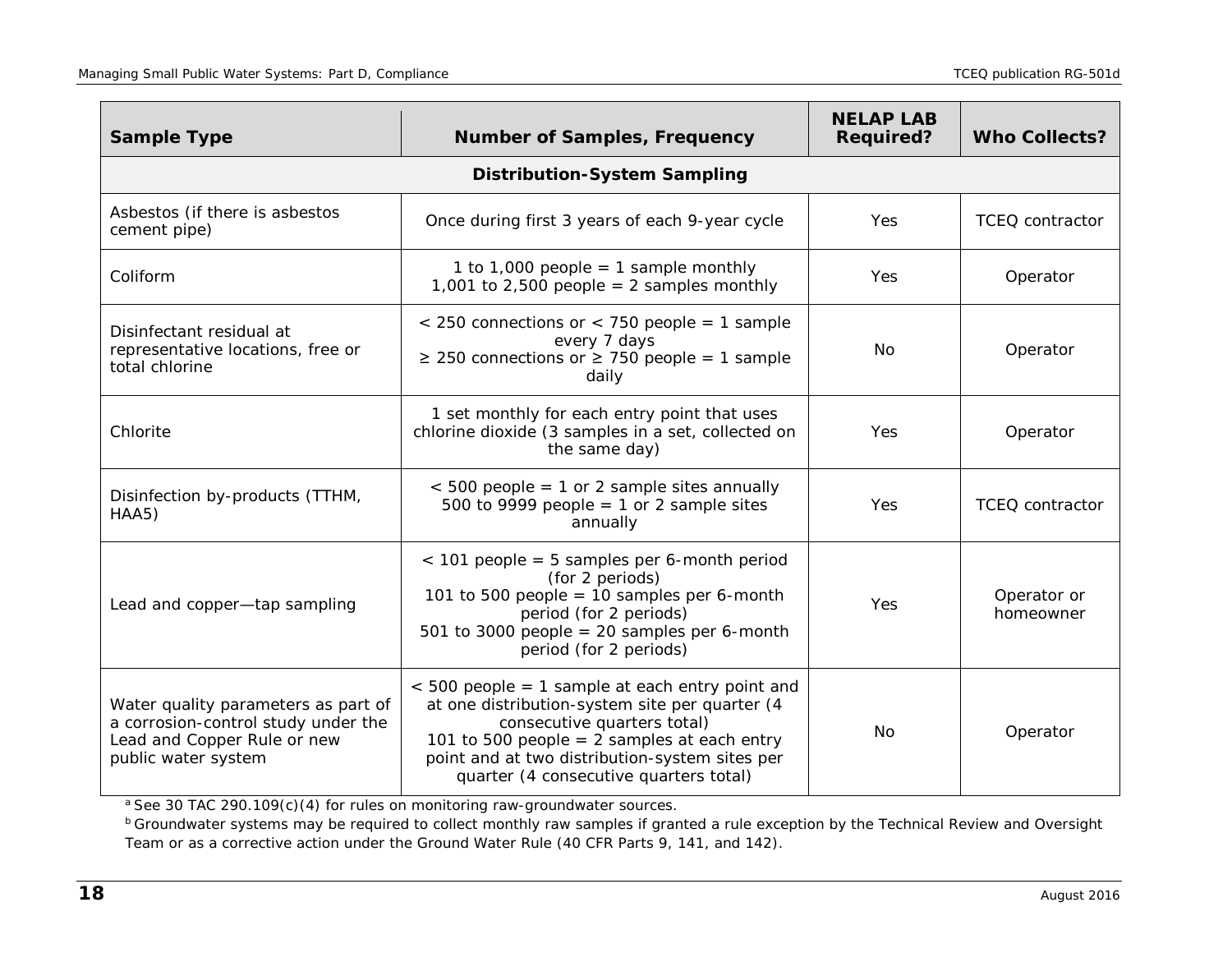| Sample Type | Number of Samples, Frequency | NELAP LAB Required? | Who Collects? |
|---|---|---|---|
| **Distribution-System Sampling** | | | |
| Asbestos (if there is asbestos cement pipe) | Once during first 3 years of each 9-year cycle | Yes | TCEQ contractor |
| Coliform | 1 to 1,000 people = 1 sample monthly<br>1,001 to 2,500 people = 2 samples monthly | Yes | Operator |
| Disinfectant residual at representative locations, free or total chlorine | < 250 connections or < 750 people = 1 sample every 7 days<br>≥ 250 connections or ≥ 750 people = 1 sample daily | No | Operator |
| Chlorite | 1 set monthly for each entry point that uses chlorine dioxide (3 samples in a set, collected on the same day) | Yes | Operator |
| Disinfection by-products (TTHM, HAA5) | < 500 people = 1 or 2 sample sites annually<br>500 to 9999 people = 1 or 2 sample sites annually | Yes | TCEQ contractor |
| Lead and copper—tap sampling | < 101 people = 5 samples per 6-month period (for 2 periods)<br>101 to 500 people = 10 samples per 6-month period (for 2 periods)<br>501 to 3000 people = 20 samples per 6-month period (for 2 periods) | Yes | Operator or homeowner |
| Water quality parameters as part of a corrosion-control study under the Lead and Copper Rule or new public water system | < 500 people = 1 sample at each entry point and at one distribution-system site per quarter (4 consecutive quarters total)<br>101 to 500 people = 2 samples at each entry point and at two distribution-system sites per quarter (4 consecutive quarters total) | No | Operator |

[a] See 30 TAC 290.109(c)(4) for rules on monitoring raw-groundwater sources.

[b] Groundwater systems may be required to collect monthly raw samples if granted a rule exception by the Technical Review and Oversight Team or as a corrective action under the Ground Water Rule (40 CFR Parts 9, 141, and 142).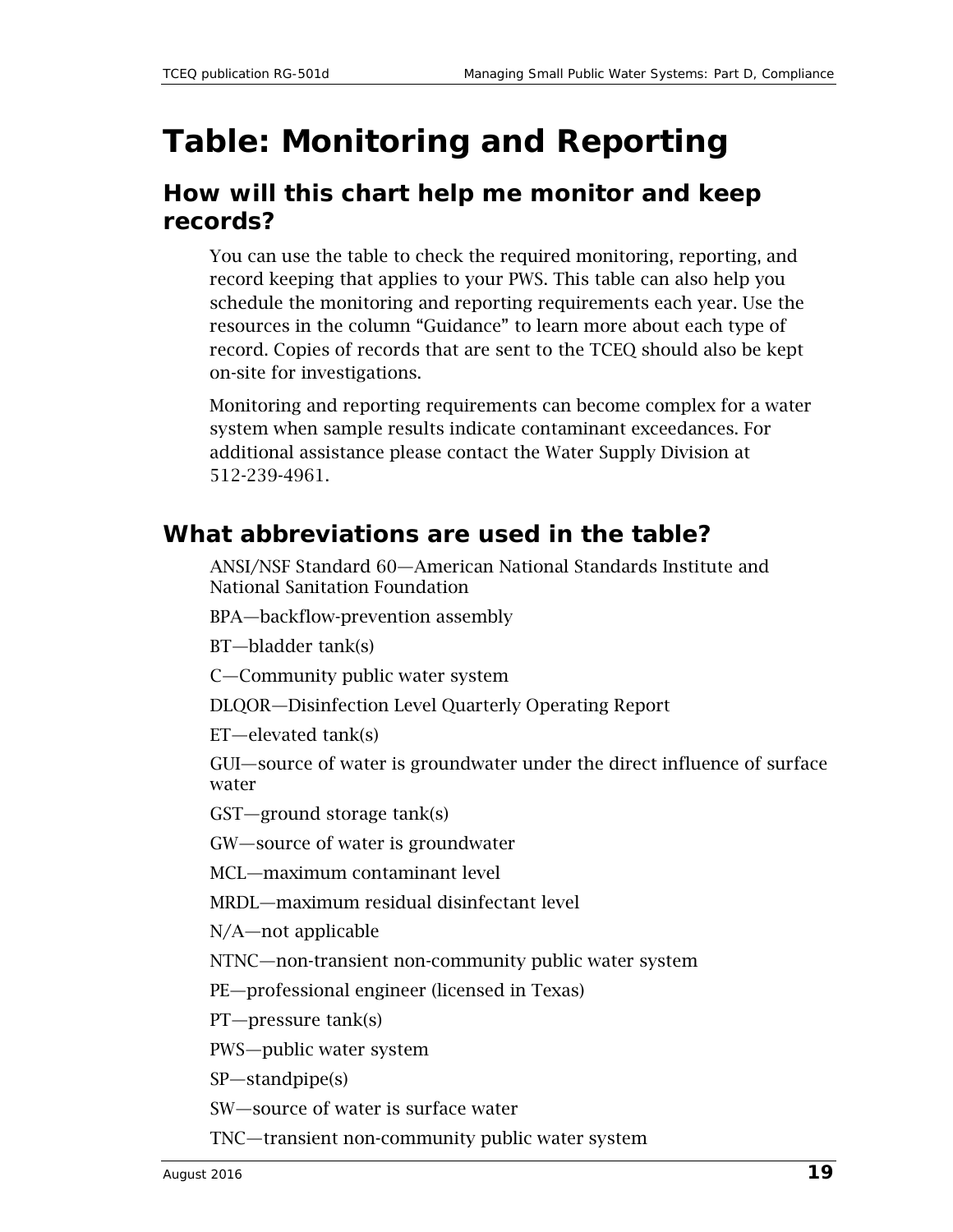# Table: Monitoring and Reporting

## How will this chart help me monitor and keep records?

You can use the table to check the required monitoring, reporting, and record keeping that applies to your PWS. This table can also help you schedule the monitoring and reporting requirements each year. Use the resources in the column "Guidance" to learn more about each type of record. Copies of records that are sent to the TCEQ should also be kept on-site for investigations.

Monitoring and reporting requirements can become complex for a water system when sample results indicate contaminant exceedances. For additional assistance please contact the Water Supply Division at 512-239-4961.

## What abbreviations are used in the table?

ANSI/NSF Standard 60—American National Standards Institute and National Sanitation Foundation

BPA—backflow-prevention assembly

BT—bladder tank(s)

C—Community public water system

DLQOR—Disinfection Level Quarterly Operating Report

ET—elevated tank(s)

GUI—source of water is groundwater under the direct influence of surface water

GST—ground storage tank(s)

GW—source of water is groundwater

MCL—maximum contaminant level

MRDL—maximum residual disinfectant level

N/A—not applicable

NTNC—non-transient non-community public water system

PE—professional engineer (licensed in Texas)

PT—pressure tank(s)

PWS—public water system

SP—standpipe(s)

SW—source of water is surface water

TNC—transient non-community public water system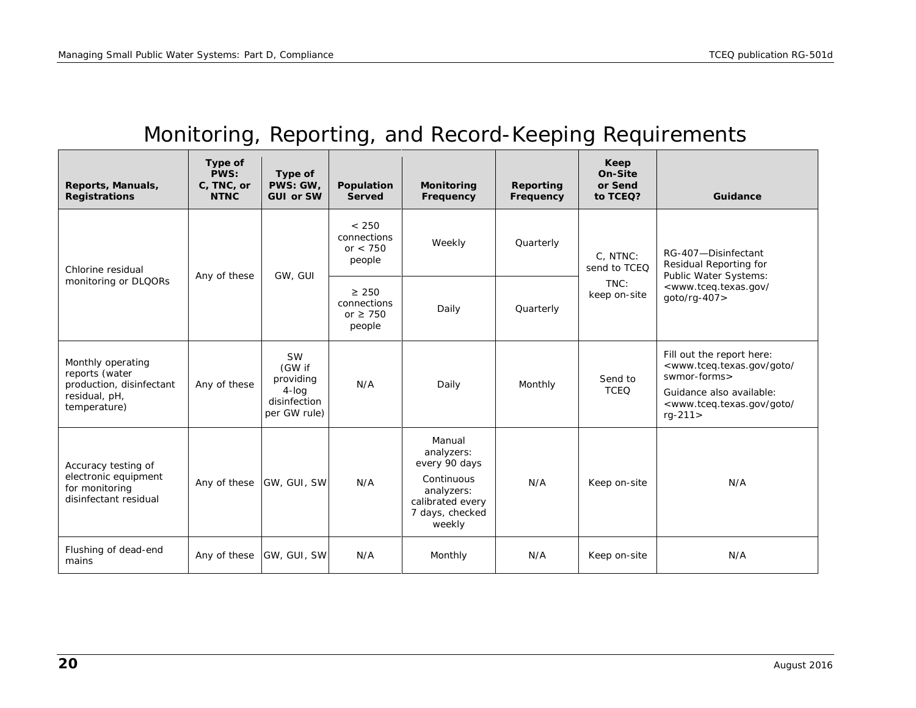# Monitoring, Reporting, and Record-Keeping Requirements

| Reports, Manuals, Registrations | Type of PWS: C, TNC, or NTNC | Type of PWS: GW, GUI or SW | Population Served | Monitoring Frequency | Reporting Frequency | Keep On-Site or Send to TCEQ? | Guidance |
|---|---|---|---|---|---|---|---|
| Chlorine residual monitoring or DLQORs | Any of these | GW, GUI | < 250 connections or < 750 people | Weekly | Quarterly | C, NTNC: send to TCEQ<br>TNC: keep on-site | RG-407—Disinfectant Residual Reporting for Public Water Systems: <www.tceq.texas.gov/goto/rg-407> |
| | | | ≥ 250 connections or ≥ 750 people | Daily | Quarterly | | |
| Monthly operating reports (water production, disinfectant residual, pH, temperature) | Any of these | SW (GW if providing 4-log disinfection per GW rule) | N/A | Daily | Monthly | Send to TCEQ | Fill out the report here: <www.tceq.texas.gov/goto/swmor-forms><br>Guidance also available: <www.tceq.texas.gov/goto/rg-211> |
| Accuracy testing of electronic equipment for monitoring disinfectant residual | Any of these | GW, GUI, SW | N/A | Manual analyzers: every 90 days<br>Continuous analyzers: calibrated every 7 days, checked weekly | N/A | Keep on-site | N/A |
| Flushing of dead-end mains | Any of these | GW, GUI, SW | N/A | Monthly | N/A | Keep on-site | N/A |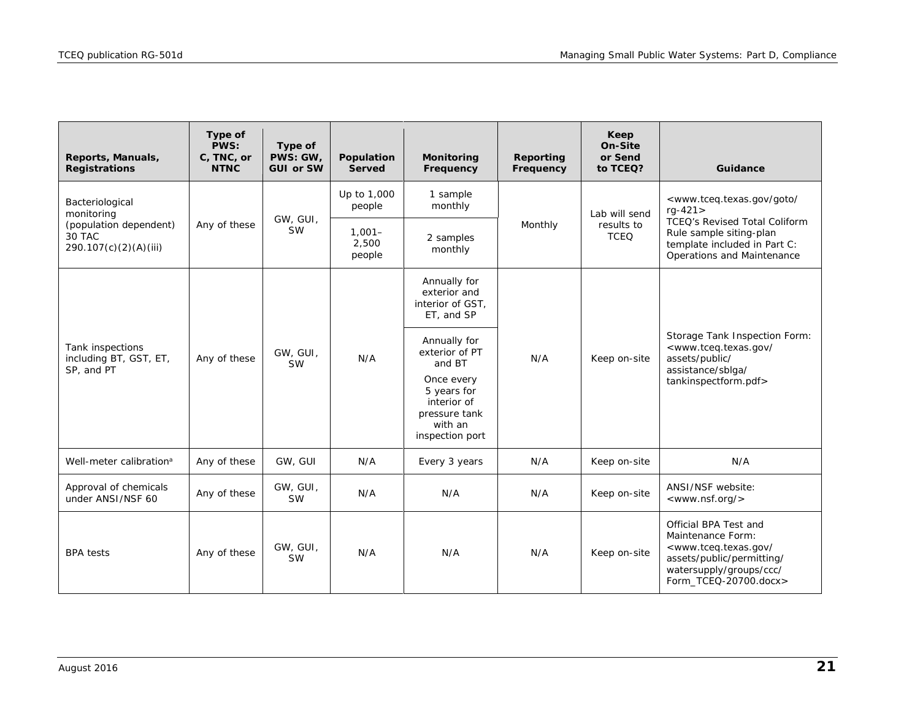| Reports, Manuals, Registrations | Type of PWS: C, TNC, or NTNC | Type of PWS: GW, GUI or SW | Population Served | Monitoring Frequency | Reporting Frequency | Keep On-Site or Send to TCEQ? | Guidance |
|---|---|---|---|---|---|---|---|
| Bacteriological monitoring (population dependent) 30 TAC 290.107(c)(2)(A)(iii) | Any of these | GW, GUI, SW | Up to 1,000 people | 1 sample monthly | Monthly | Lab will send results to TCEQ | <www.tceq.texas.gov/goto/rg-421> TCEQ's Revised Total Coliform Rule sample siting-plan template included in Part C: Operations and Maintenance |
| | | | 1,001–2,500 people | 2 samples monthly | | | |
| Tank inspections including BT, GST, ET, SP, and PT | Any of these | GW, GUI, SW | N/A | Annually for exterior and interior of GST, ET, and SP | N/A | Keep on-site | Storage Tank Inspection Form: <www.tceq.texas.gov/assets/public/assistance/sblga/tankinspectform.pdf> |
| | | | | Annually for exterior of PT and BT<br>Once every 5 years for interior of pressure tank with an inspection port | | | |
| Well-meter calibration[a] | Any of these | GW, GUI | N/A | Every 3 years | N/A | Keep on-site | N/A |
| Approval of chemicals under ANSI/NSF 60 | Any of these | GW, GUI, SW | N/A | N/A | N/A | Keep on-site | ANSI/NSF website: <www.nsf.org/> |
| BPA tests | Any of these | GW, GUI, SW | N/A | N/A | N/A | Keep on-site | Official BPA Test and Maintenance Form: <www.tceq.texas.gov/assets/public/permitting/watersupply/groups/ccc/Form_TCEQ-20700.docx> |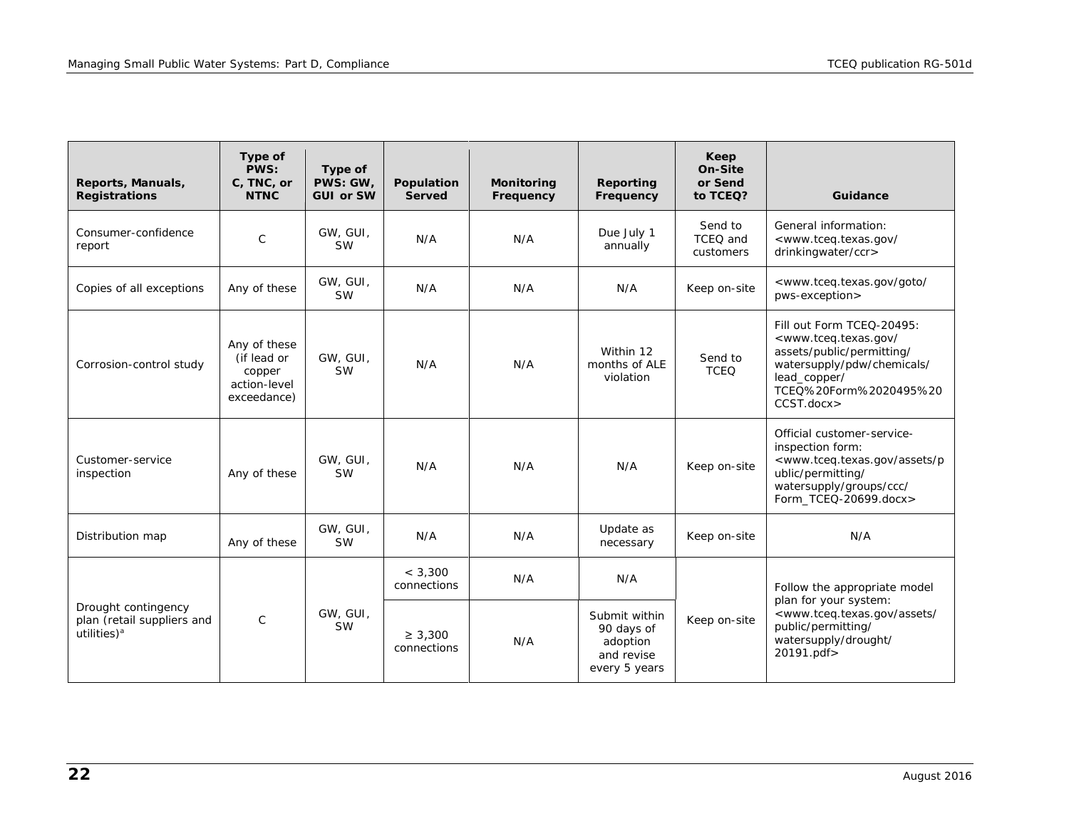| Reports, Manuals, Registrations | Type of PWS: C, TNC, or NTNC | Type of PWS: GW, GUI or SW | Population Served | Monitoring Frequency | Reporting Frequency | Keep On-Site or Send to TCEQ? | Guidance |
|---|---|---|---|---|---|---|---|
| Consumer-confidence report | C | GW, GUI, SW | N/A | N/A | Due July 1 annually | Send to TCEQ and customers | General information: <www.tceq.texas.gov/drinkingwater/ccr> |
| Copies of all exceptions | Any of these | GW, GUI, SW | N/A | N/A | N/A | Keep on-site | <www.tceq.texas.gov/goto/pws-exception> |
| Corrosion-control study | Any of these (if lead or copper action-level exceedance) | GW, GUI, SW | N/A | N/A | Within 12 months of ALE violation | Send to TCEQ | Fill out Form TCEQ-20495: <www.tceq.texas.gov/assets/public/permitting/watersupply/pdw/chemicals/lead_copper/TCEQ%20Form%2020495%20CCST.docx> |
| Customer-service inspection | Any of these | GW, GUI, SW | N/A | N/A | N/A | Keep on-site | Official customer-service-inspection form: <www.tceq.texas.gov/assets/public/permitting/watersupply/groups/ccc/Form_TCEQ-20699.docx> |
| Distribution map | Any of these | GW, GUI, SW | N/A | N/A | Update as necessary | Keep on-site | N/A |
| Drought contingency plan (retail suppliers and utilities)[a] | C | GW, GUI, SW | < 3,300 connections | N/A | N/A | Keep on-site | Follow the appropriate model plan for your system: <www.tceq.texas.gov/assets/public/permitting/watersupply/drought/20191.pdf> |
| | | | ≥ 3,300 connections | N/A | Submit within 90 days of adoption and revise every 5 years | | |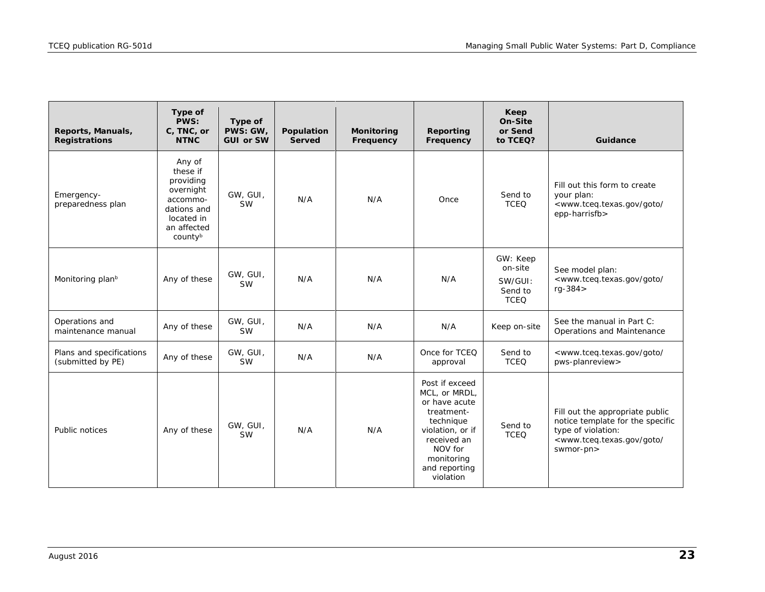| Reports, Manuals, Registrations | Type of PWS: C, TNC, or NTNC | Type of PWS: GW, GUI or SW | Population Served | Monitoring Frequency | Reporting Frequency | Keep On-Site or Send to TCEQ? | Guidance |
|---|---|---|---|---|---|---|---|
| Emergency-preparedness plan | Any of these if providing overnight accommodations and located in an affected county[b] | GW, GUI, SW | N/A | N/A | Once | Send to TCEQ | Fill out this form to create your plan: <www.tceq.texas.gov/goto/epp-harrisfb> |
| Monitoring plan[b] | Any of these | GW, GUI, SW | N/A | N/A | N/A | GW: Keep on-site SW/GUI: Send to TCEQ | See model plan: <www.tceq.texas.gov/goto/rg-384> |
| Operations and maintenance manual | Any of these | GW, GUI, SW | N/A | N/A | N/A | Keep on-site | See the manual in Part C: Operations and Maintenance |
| Plans and specifications (submitted by PE) | Any of these | GW, GUI, SW | N/A | N/A | Once for TCEQ approval | Send to TCEQ | <www.tceq.texas.gov/goto/pws-planreview> |
| Public notices | Any of these | GW, GUI, SW | N/A | N/A | Post if exceed MCL, or MRDL, or have acute treatment-technique violation, or if received an NOV for monitoring and reporting violation | Send to TCEQ | Fill out the appropriate public notice template for the specific type of violation: <www.tceq.texas.gov/goto/swmor-pn> |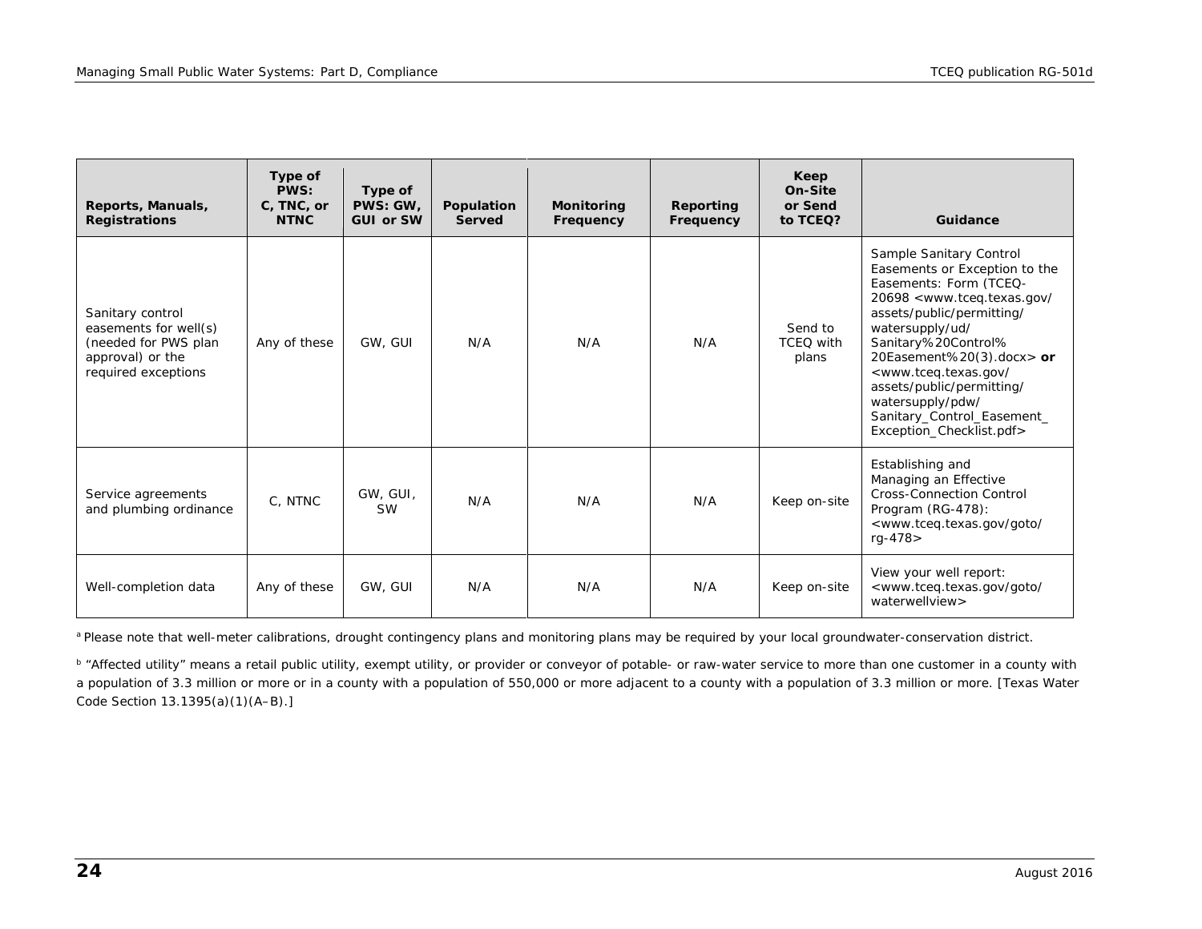| Reports, Manuals, Registrations | Type of PWS: C, TNC, or NTNC | Type of PWS: GW, GUI or SW | Population Served | Monitoring Frequency | Reporting Frequency | Keep On-Site or Send to TCEQ? | Guidance |
|---|---|---|---|---|---|---|---|
| Sanitary control easements for well(s) (needed for PWS plan approval) or the required exceptions | Any of these | GW, GUI | N/A | N/A | N/A | Send to TCEQ with plans | Sample Sanitary Control Easements or Exception to the Easements: Form (TCEQ-20698 <www.tceq.texas.gov/assets/public/permitting/watersupply/ud/Sanitary%20Control%20Easement%20(3).docx> **or** <www.tceq.texas.gov/assets/public/permitting/watersupply/pdw/Sanitary_Control_Easement_Exception_Checklist.pdf> |
| Service agreements and plumbing ordinance | C, NTNC | GW, GUI, SW | N/A | N/A | N/A | Keep on-site | Establishing and Managing an Effective Cross-Connection Control Program (RG-478): <www.tceq.texas.gov/goto/rg-478> |
| Well-completion data | Any of these | GW, GUI | N/A | N/A | N/A | Keep on-site | View your well report: <www.tceq.texas.gov/goto/waterwellview> |

[a] Please note that well-meter calibrations, drought contingency plans and monitoring plans may be required by your local groundwater-conservation district.

[b] "Affected utility" means a retail public utility, exempt utility, or provider or conveyor of potable- or raw-water service to more than one customer in a county with a population of 3.3 million or more or in a county with a population of 550,000 or more adjacent to a county with a population of 3.3 million or more. [Texas Water Code Section 13.1395(a)(1)(A–B).]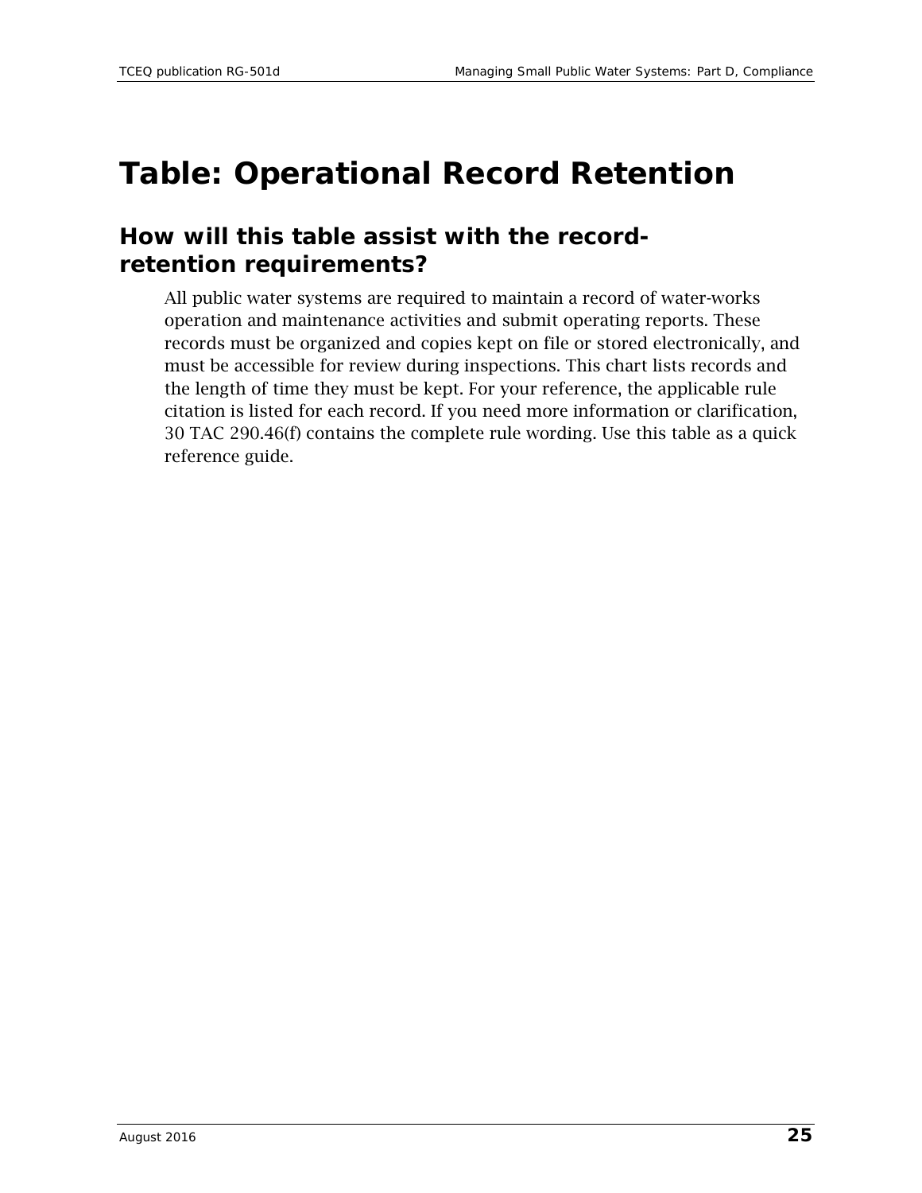# Table: Operational Record Retention

## How will this table assist with the record-retention requirements?

All public water systems are required to maintain a record of water-works operation and maintenance activities and submit operating reports. These records must be organized and copies kept on file or stored electronically, and must be accessible for review during inspections. This chart lists records and the length of time they must be kept. For your reference, the applicable rule citation is listed for each record. If you need more information or clarification, 30 TAC 290.46(f) contains the complete rule wording. Use this table as a quick reference guide.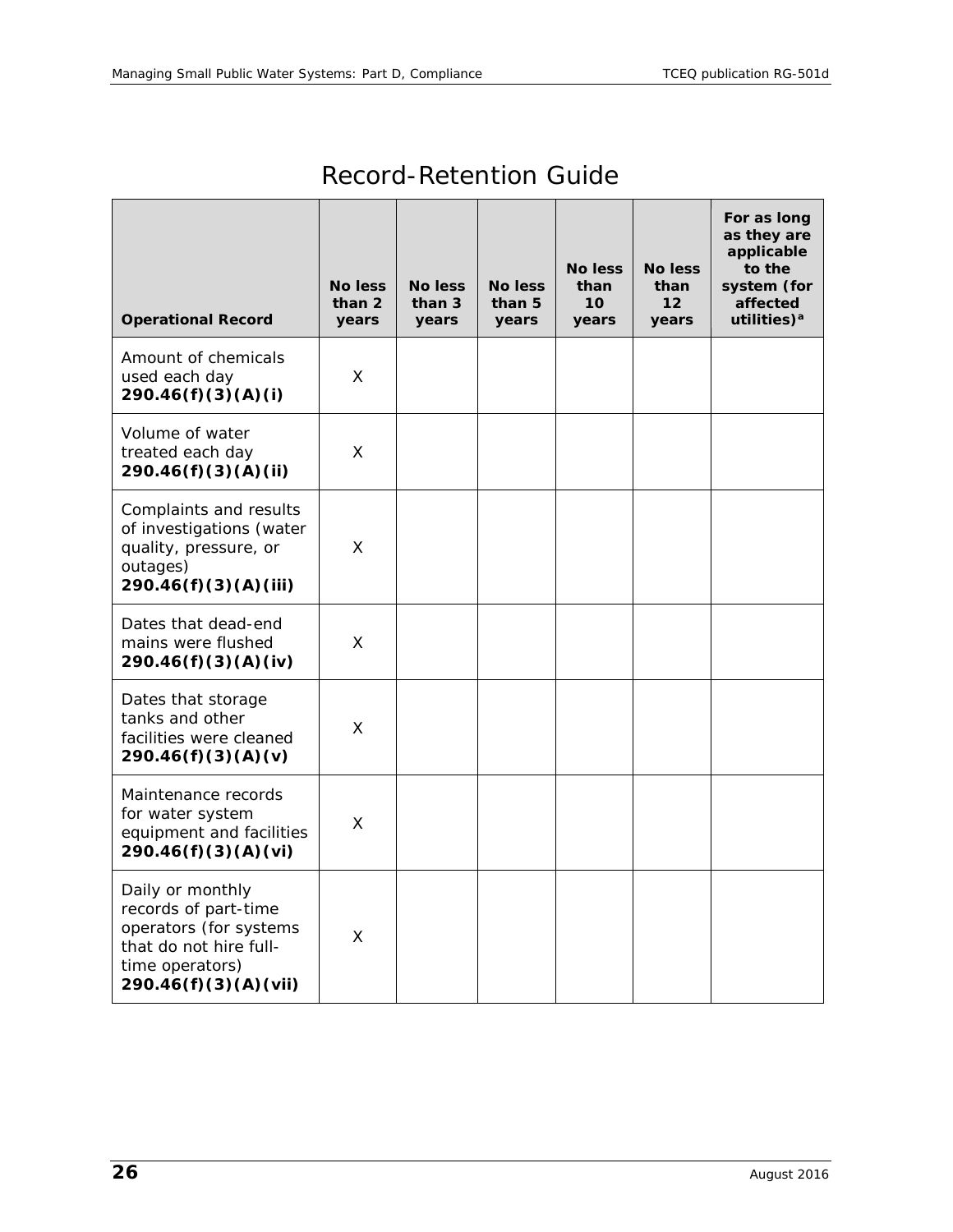# Record-Retention Guide

| **Operational Record** | **No less than 2 years** | **No less than 3 years** | **No less than 5 years** | **No less than 10 years** | **No less than 12 years** | **For as long as they are applicable to the system (for affected utilities)[a]** |
|---|---|---|---|---|---|---|
| Amount of chemicals used each day **290.46(f)(3)(A)(i)** | X | | | | | |
| Volume of water treated each day **290.46(f)(3)(A)(ii)** | X | | | | | |
| Complaints and results of investigations (water quality, pressure, or outages) **290.46(f)(3)(A)(iii)** | X | | | | | |
| Dates that dead-end mains were flushed **290.46(f)(3)(A)(iv)** | X | | | | | |
| Dates that storage tanks and other facilities were cleaned **290.46(f)(3)(A)(v)** | X | | | | | |
| Maintenance records for water system equipment and facilities **290.46(f)(3)(A)(vi)** | X | | | | | |
| Daily or monthly records of part-time operators (for systems that do not hire full-time operators) **290.46(f)(3)(A)(vii)** | X | | | | | |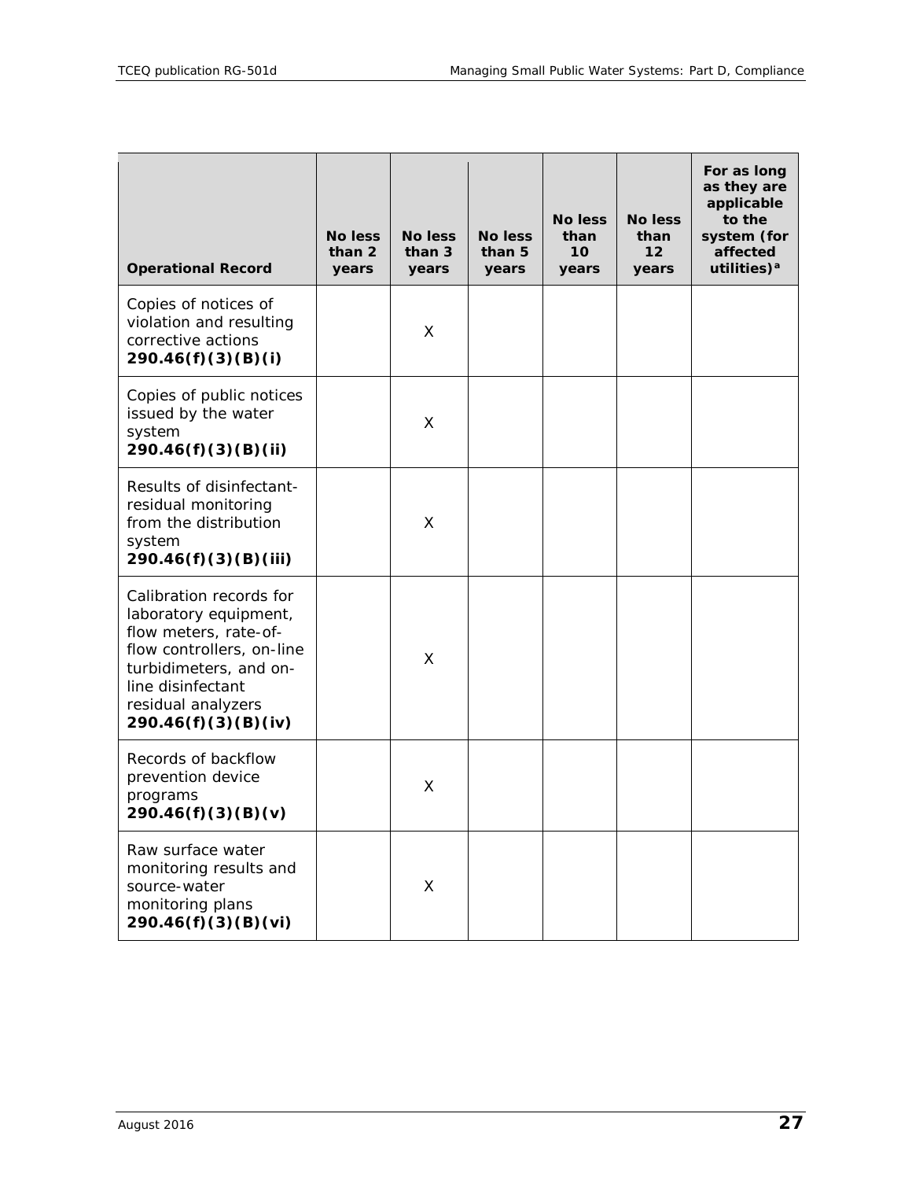| Operational Record | No less than 2 years | No less than 3 years | No less than 5 years | No less than 10 years | No less than 12 years | For as long as they are applicable to the system (for affected utilities)[a] |
|---|---|---|---|---|---|---|
| Copies of notices of violation and resulting corrective actions **290.46(f)(3)(B)(i)** | | X | | | | |
| Copies of public notices issued by the water system **290.46(f)(3)(B)(ii)** | | X | | | | |
| Results of disinfectant-residual monitoring from the distribution system **290.46(f)(3)(B)(iii)** | | X | | | | |
| Calibration records for laboratory equipment, flow meters, rate-of-flow controllers, on-line turbidimeters, and on-line disinfectant residual analyzers **290.46(f)(3)(B)(iv)** | | X | | | | |
| Records of backflow prevention device programs **290.46(f)(3)(B)(v)** | | X | | | | |
| Raw surface water monitoring results and source-water monitoring plans **290.46(f)(3)(B)(vi)** | | X | | | | |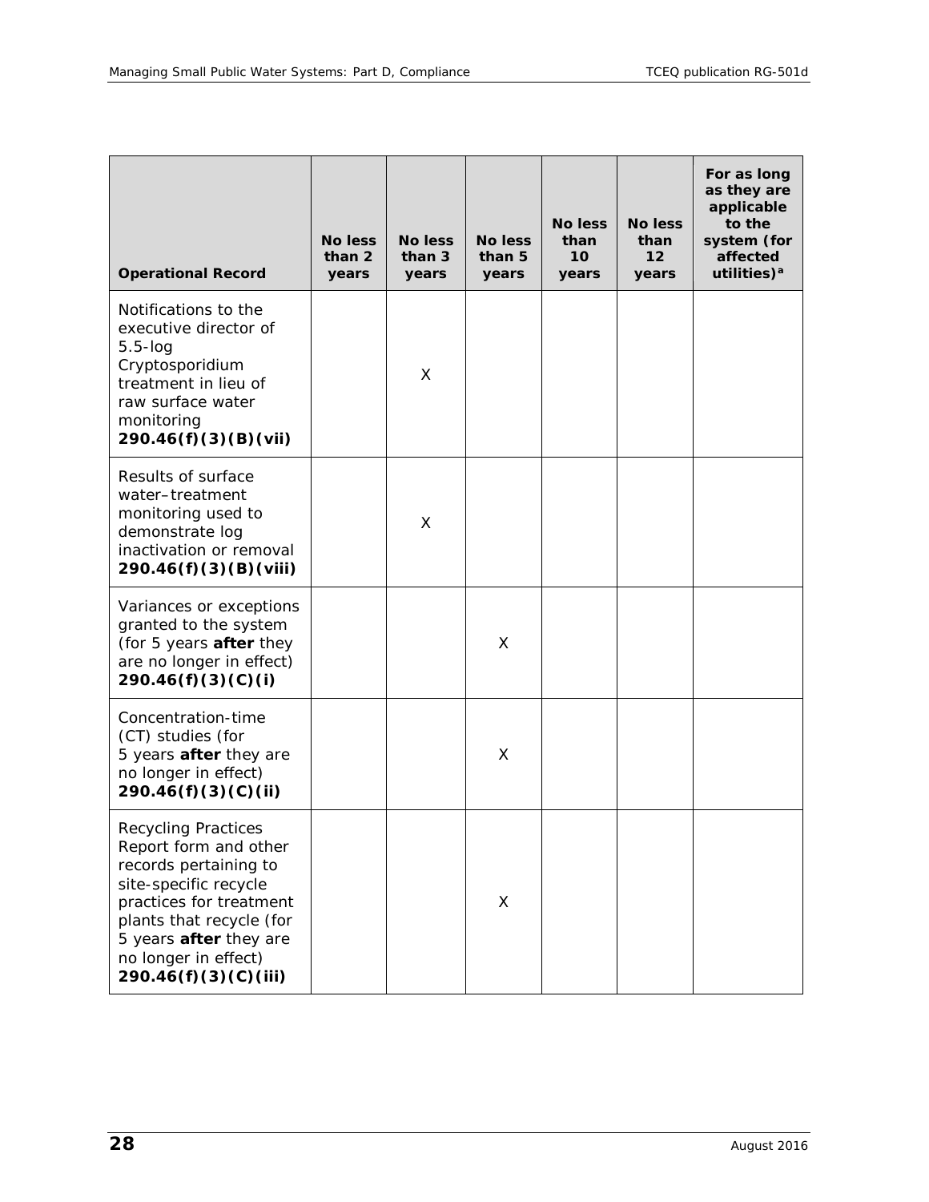| **Operational Record** | **No less than 2 years** | **No less than 3 years** | **No less than 5 years** | **No less than 10 years** | **No less than 12 years** | **For as long as they are applicable to the system (for affected utilities)[a]** |
|---|---|---|---|---|---|---|
| Notifications to the executive director of 5.5-log Cryptosporidium treatment in lieu of raw surface water monitoring **290.46(f)(3)(B)(vii)** | | X | | | | |
| Results of surface water–treatment monitoring used to demonstrate log inactivation or removal **290.46(f)(3)(B)(viii)** | | X | | | | |
| Variances or exceptions granted to the system (for 5 years **after** they are no longer in effect) **290.46(f)(3)(C)(i)** | | | X | | | |
| Concentration-time (CT) studies (for 5 years **after** they are no longer in effect) **290.46(f)(3)(C)(ii)** | | | X | | | |
| Recycling Practices Report form and other records pertaining to site-specific recycle practices for treatment plants that recycle (for 5 years **after** they are no longer in effect) **290.46(f)(3)(C)(iii)** | | | X | | | |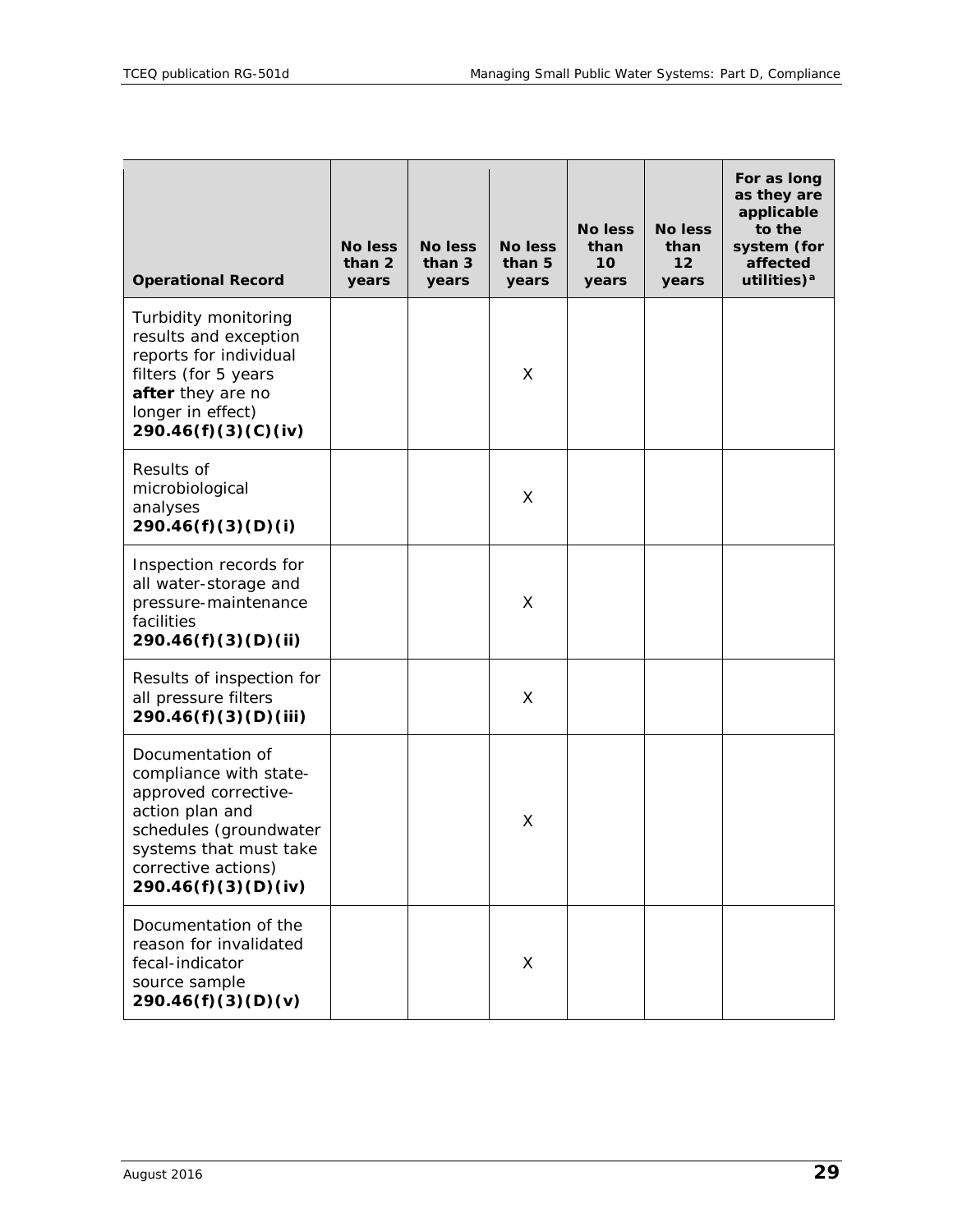| Operational Record | No less than 2 years | No less than 3 years | No less than 5 years | No less than 10 years | No less than 12 years | For as long as they are applicable to the system (for affected utilities)[a] |
|---|---|---|---|---|---|---|
| Turbidity monitoring results and exception reports for individual filters (for 5 years **after** they are no longer in effect) **290.46(f)(3)(C)(iv)** | | | X | | | |
| Results of microbiological analyses **290.46(f)(3)(D)(i)** | | | X | | | |
| Inspection records for all water-storage and pressure-maintenance facilities **290.46(f)(3)(D)(ii)** | | | X | | | |
| Results of inspection for all pressure filters **290.46(f)(3)(D)(iii)** | | | X | | | |
| Documentation of compliance with state-approved corrective-action plan and schedules (groundwater systems that must take corrective actions) **290.46(f)(3)(D)(iv)** | | | X | | | |
| Documentation of the reason for invalidated fecal-indicator source sample **290.46(f)(3)(D)(v)** | | | X | | | |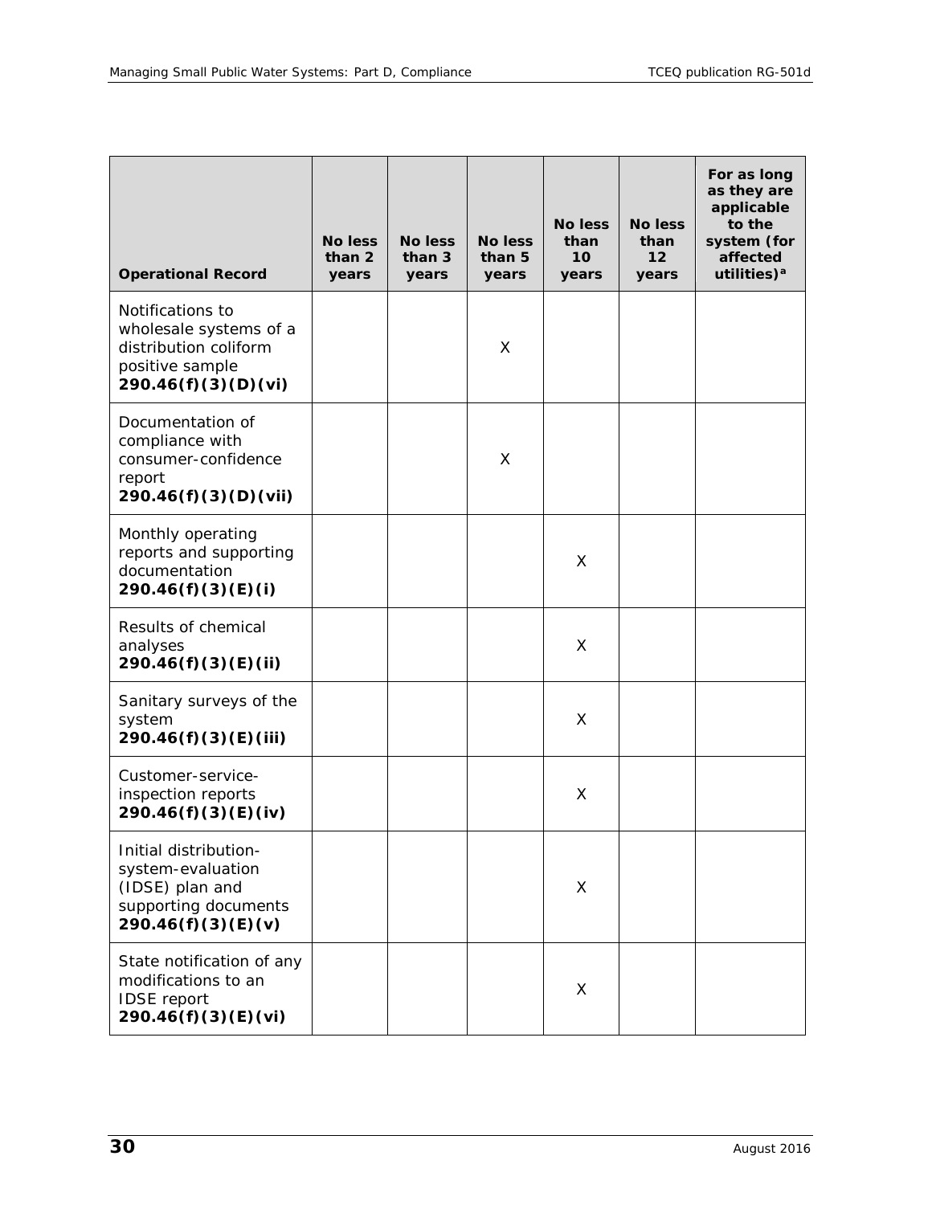| Operational Record | No less than 2 years | No less than 3 years | No less than 5 years | No less than 10 years | No less than 12 years | For as long as they are applicable to the system (for affected utilities)[a] |
|---|---|---|---|---|---|---|
| Notifications to wholesale systems of a distribution coliform positive sample **290.46(f)(3)(D)(vi)** | | | X | | | |
| Documentation of compliance with consumer-confidence report **290.46(f)(3)(D)(vii)** | | | X | | | |
| Monthly operating reports and supporting documentation **290.46(f)(3)(E)(i)** | | | | X | | |
| Results of chemical analyses **290.46(f)(3)(E)(ii)** | | | | X | | |
| Sanitary surveys of the system **290.46(f)(3)(E)(iii)** | | | | X | | |
| Customer-service-inspection reports **290.46(f)(3)(E)(iv)** | | | | X | | |
| Initial distribution-system-evaluation (IDSE) plan and supporting documents **290.46(f)(3)(E)(v)** | | | | X | | |
| State notification of any modifications to an IDSE report **290.46(f)(3)(E)(vi)** | | | | X | | |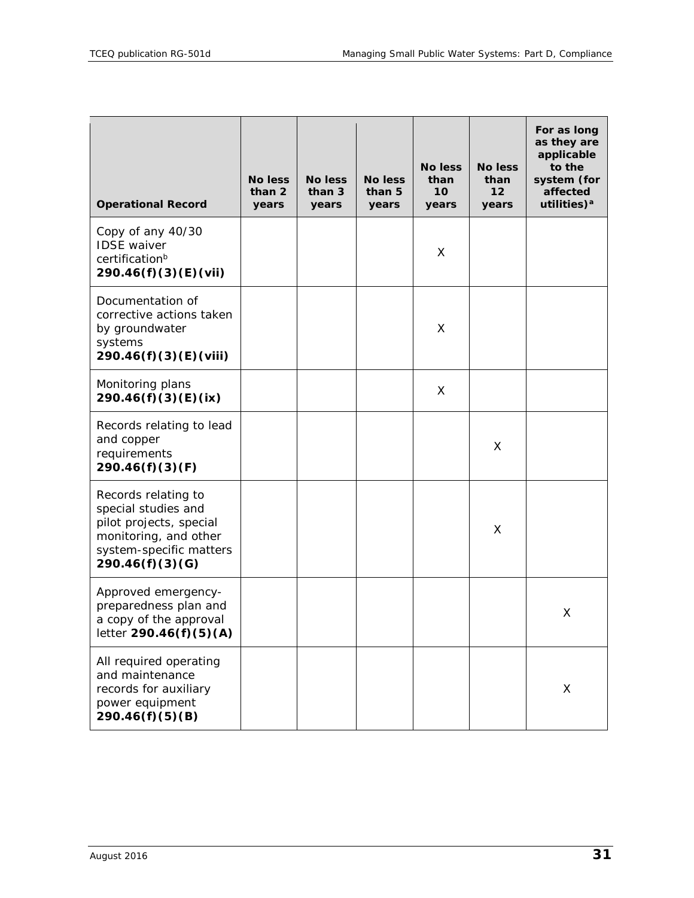| **Operational Record** | **No less than 2 years** | **No less than 3 years** | **No less than 5 years** | **No less than 10 years** | **No less than 12 years** | **For as long as they are applicable to the system (for affected utilities)[a]** |
|---|---|---|---|---|---|---|
| Copy of any 40/30 IDSE waiver certification[b] **290.46(f)(3)(E)(vii)** | | | | X | | |
| Documentation of corrective actions taken by groundwater systems **290.46(f)(3)(E)(viii)** | | | | X | | |
| Monitoring plans **290.46(f)(3)(E)(ix)** | | | | X | | |
| Records relating to lead and copper requirements **290.46(f)(3)(F)** | | | | | X | |
| Records relating to special studies and pilot projects, special monitoring, and other system-specific matters **290.46(f)(3)(G)** | | | | | X | |
| Approved emergency-preparedness plan and a copy of the approval letter **290.46(f)(5)(A)** | | | | | | X |
| All required operating and maintenance records for auxiliary power equipment **290.46(f)(5)(B)** | | | | | | X |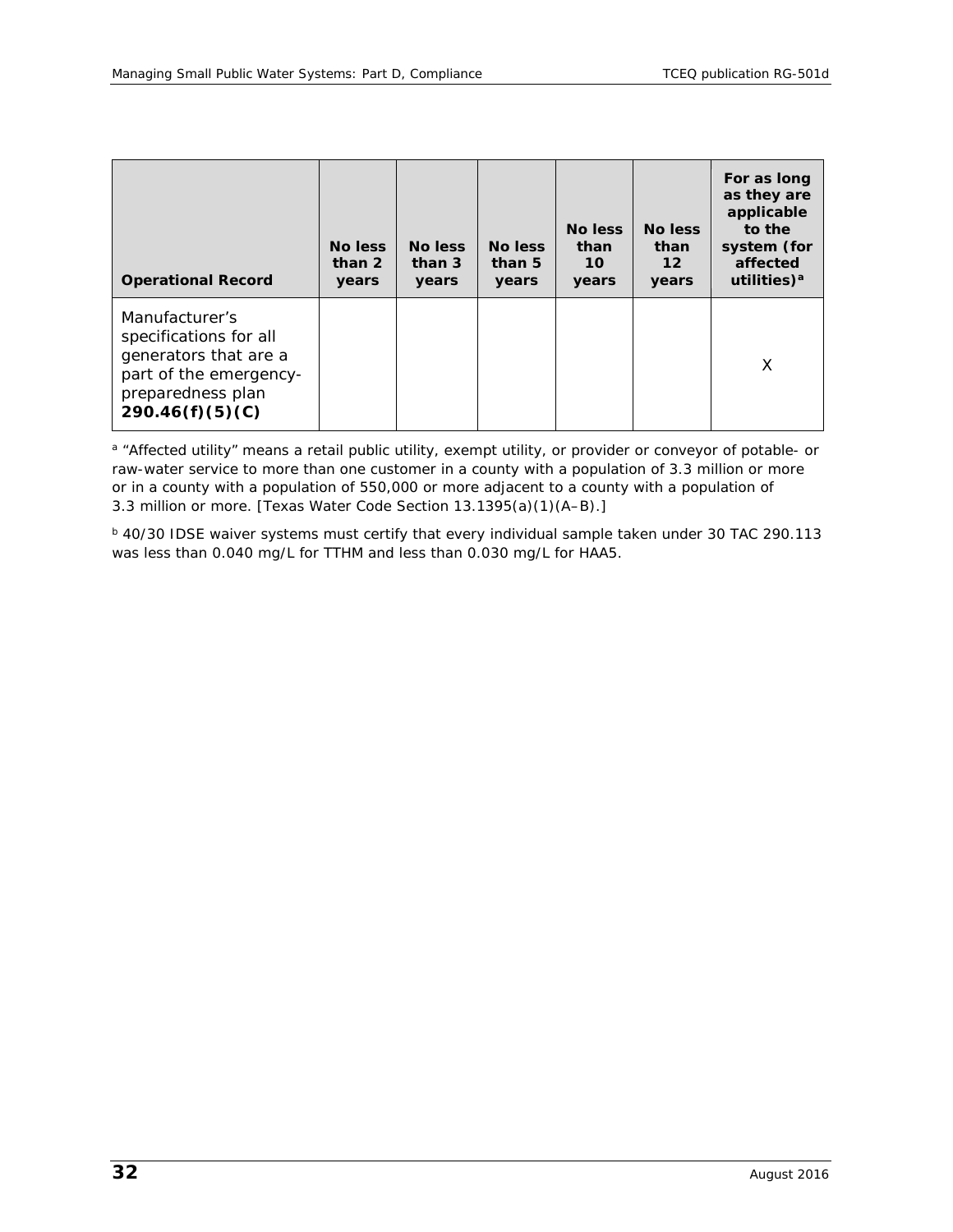| Operational Record | No less than 2 years | No less than 3 years | No less than 5 years | No less than 10 years | No less than 12 years | For as long as they are applicable to the system (for affected utilities)[a] |
|---|---|---|---|---|---|---|
| Manufacturer's specifications for all generators that are a part of the emergency-preparedness plan **290.46(f)(5)(C)** | | | | | | X |

[a] "Affected utility" means a retail public utility, exempt utility, or provider or conveyor of potable- or raw-water service to more than one customer in a county with a population of 3.3 million or more or in a county with a population of 550,000 or more adjacent to a county with a population of 3.3 million or more. [Texas Water Code Section 13.1395(a)(1)(A–B).]

[b] 40/30 IDSE waiver systems must certify that every individual sample taken under 30 TAC 290.113 was less than 0.040 mg/L for TTHM and less than 0.030 mg/L for HAA5.